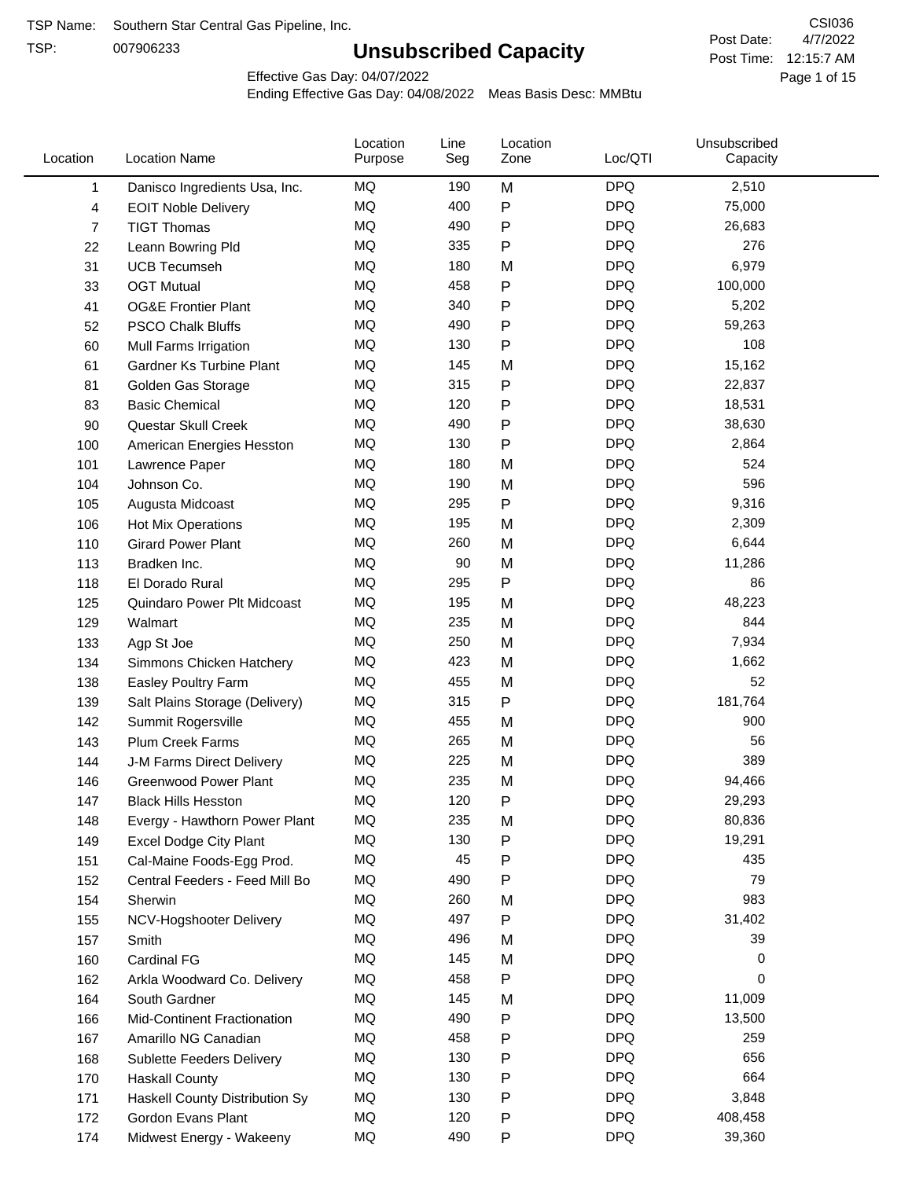TSP Name: Southern Star Central Gas Pipeline, Inc.

TSP: 007906233

# Unsubscribed Capacity

CSI036

Post Date: 4/7/2022

Post Time: 12:15:7 AM

Effective Gas Day: 04/07/2022

Ending Effective Gas Day: 04/08/2022 Meas Basis Desc: MMBtu

| Location | Location Name | Location Purpose | Line Seg | Location Zone | Loc/QTI | Unsubscribed Capacity |
|---|---|---|---|---|---|---|
| 1 | Danisco Ingredients Usa, Inc. | MQ | 190 | M | DPQ | 2,510 |
| 4 | EOIT Noble Delivery | MQ | 400 | P | DPQ | 75,000 |
| 7 | TIGT Thomas | MQ | 490 | P | DPQ | 26,683 |
| 22 | Leann Bowring Pld | MQ | 335 | P | DPQ | 276 |
| 31 | UCB Tecumseh | MQ | 180 | M | DPQ | 6,979 |
| 33 | OGT Mutual | MQ | 458 | P | DPQ | 100,000 |
| 41 | OG&E Frontier Plant | MQ | 340 | P | DPQ | 5,202 |
| 52 | PSCO Chalk Bluffs | MQ | 490 | P | DPQ | 59,263 |
| 60 | Mull Farms Irrigation | MQ | 130 | P | DPQ | 108 |
| 61 | Gardner Ks Turbine Plant | MQ | 145 | M | DPQ | 15,162 |
| 81 | Golden Gas Storage | MQ | 315 | P | DPQ | 22,837 |
| 83 | Basic Chemical | MQ | 120 | P | DPQ | 18,531 |
| 90 | Questar Skull Creek | MQ | 490 | P | DPQ | 38,630 |
| 100 | American Energies Hesston | MQ | 130 | P | DPQ | 2,864 |
| 101 | Lawrence Paper | MQ | 180 | M | DPQ | 524 |
| 104 | Johnson Co. | MQ | 190 | M | DPQ | 596 |
| 105 | Augusta Midcoast | MQ | 295 | P | DPQ | 9,316 |
| 106 | Hot Mix Operations | MQ | 195 | M | DPQ | 2,309 |
| 110 | Girard Power Plant | MQ | 260 | M | DPQ | 6,644 |
| 113 | Bradken Inc. | MQ | 90 | M | DPQ | 11,286 |
| 118 | El Dorado Rural | MQ | 295 | P | DPQ | 86 |
| 125 | Quindaro Power Plt Midcoast | MQ | 195 | M | DPQ | 48,223 |
| 129 | Walmart | MQ | 235 | M | DPQ | 844 |
| 133 | Agp St Joe | MQ | 250 | M | DPQ | 7,934 |
| 134 | Simmons Chicken Hatchery | MQ | 423 | M | DPQ | 1,662 |
| 138 | Easley Poultry Farm | MQ | 455 | M | DPQ | 52 |
| 139 | Salt Plains Storage (Delivery) | MQ | 315 | P | DPQ | 181,764 |
| 142 | Summit Rogersville | MQ | 455 | M | DPQ | 900 |
| 143 | Plum Creek Farms | MQ | 265 | M | DPQ | 56 |
| 144 | J-M Farms Direct Delivery | MQ | 225 | M | DPQ | 389 |
| 146 | Greenwood Power Plant | MQ | 235 | M | DPQ | 94,466 |
| 147 | Black Hills Hesston | MQ | 120 | P | DPQ | 29,293 |
| 148 | Evergy - Hawthorn Power Plant | MQ | 235 | M | DPQ | 80,836 |
| 149 | Excel Dodge City Plant | MQ | 130 | P | DPQ | 19,291 |
| 151 | Cal-Maine Foods-Egg Prod. | MQ | 45 | P | DPQ | 435 |
| 152 | Central Feeders - Feed Mill Bo | MQ | 490 | P | DPQ | 79 |
| 154 | Sherwin | MQ | 260 | M | DPQ | 983 |
| 155 | NCV-Hogshooter Delivery | MQ | 497 | P | DPQ | 31,402 |
| 157 | Smith | MQ | 496 | M | DPQ | 39 |
| 160 | Cardinal FG | MQ | 145 | M | DPQ | 0 |
| 162 | Arkla Woodward Co. Delivery | MQ | 458 | P | DPQ | 0 |
| 164 | South Gardner | MQ | 145 | M | DPQ | 11,009 |
| 166 | Mid-Continent Fractionation | MQ | 490 | P | DPQ | 13,500 |
| 167 | Amarillo NG Canadian | MQ | 458 | P | DPQ | 259 |
| 168 | Sublette Feeders Delivery | MQ | 130 | P | DPQ | 656 |
| 170 | Haskall County | MQ | 130 | P | DPQ | 664 |
| 171 | Haskall County Distribution Sy | MQ | 130 | P | DPQ | 3,848 |
| 172 | Gordon Evans Plant | MQ | 120 | P | DPQ | 408,458 |
| 174 | Midwest Energy - Wakeeny | MQ | 490 | P | DPQ | 39,360 |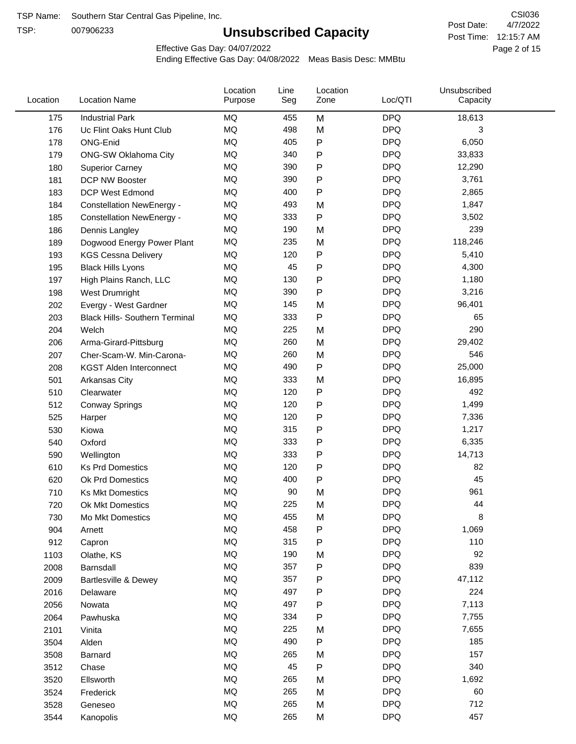TSP Name: Southern Star Central Gas Pipeline, Inc.

TSP: 007906233

# Unsubscribed Capacity

CSI036

Post Date: 4/7/2022

Post Time: 12:15:7 AM

Effective Gas Day: 04/07/2022

Ending Effective Gas Day: 04/08/2022 Meas Basis Desc: MMBtu

| Location | Location Name | Location Purpose | Line Seg | Location Zone | Loc/QTI | Unsubscribed Capacity |
|---|---|---|---|---|---|---|
| 175 | Industrial Park | MQ | 455 | M | DPQ | 18,613 |
| 176 | Uc Flint Oaks Hunt Club | MQ | 498 | M | DPQ | 3 |
| 178 | ONG-Enid | MQ | 405 | P | DPQ | 6,050 |
| 179 | ONG-SW Oklahoma City | MQ | 340 | P | DPQ | 33,833 |
| 180 | Superior Carney | MQ | 390 | P | DPQ | 12,290 |
| 181 | DCP NW Booster | MQ | 390 | P | DPQ | 3,761 |
| 183 | DCP West Edmond | MQ | 400 | P | DPQ | 2,865 |
| 184 | Constellation NewEnergy - | MQ | 493 | M | DPQ | 1,847 |
| 185 | Constellation NewEnergy - | MQ | 333 | P | DPQ | 3,502 |
| 186 | Dennis Langley | MQ | 190 | M | DPQ | 239 |
| 189 | Dogwood Energy Power Plant | MQ | 235 | M | DPQ | 118,246 |
| 193 | KGS Cessna Delivery | MQ | 120 | P | DPQ | 5,410 |
| 195 | Black Hills Lyons | MQ | 45 | P | DPQ | 4,300 |
| 197 | High Plains Ranch, LLC | MQ | 130 | P | DPQ | 1,180 |
| 198 | West Drumright | MQ | 390 | P | DPQ | 3,216 |
| 202 | Evergy - West Gardner | MQ | 145 | M | DPQ | 96,401 |
| 203 | Black Hills- Southern Terminal | MQ | 333 | P | DPQ | 65 |
| 204 | Welch | MQ | 225 | M | DPQ | 290 |
| 206 | Arma-Girard-Pittsburg | MQ | 260 | M | DPQ | 29,402 |
| 207 | Cher-Scam-W. Min-Carona- | MQ | 260 | M | DPQ | 546 |
| 208 | KGST Alden Interconnect | MQ | 490 | P | DPQ | 25,000 |
| 501 | Arkansas City | MQ | 333 | M | DPQ | 16,895 |
| 510 | Clearwater | MQ | 120 | P | DPQ | 492 |
| 512 | Conway Springs | MQ | 120 | P | DPQ | 1,499 |
| 525 | Harper | MQ | 120 | P | DPQ | 7,336 |
| 530 | Kiowa | MQ | 315 | P | DPQ | 1,217 |
| 540 | Oxford | MQ | 333 | P | DPQ | 6,335 |
| 590 | Wellington | MQ | 333 | P | DPQ | 14,713 |
| 610 | Ks Prd Domestics | MQ | 120 | P | DPQ | 82 |
| 620 | Ok Prd Domestics | MQ | 400 | P | DPQ | 45 |
| 710 | Ks Mkt Domestics | MQ | 90 | M | DPQ | 961 |
| 720 | Ok Mkt Domestics | MQ | 225 | M | DPQ | 44 |
| 730 | Mo Mkt Domestics | MQ | 455 | M | DPQ | 8 |
| 904 | Arnett | MQ | 458 | P | DPQ | 1,069 |
| 912 | Capron | MQ | 315 | P | DPQ | 110 |
| 1103 | Olathe, KS | MQ | 190 | M | DPQ | 92 |
| 2008 | Barnsdall | MQ | 357 | P | DPQ | 839 |
| 2009 | Bartlesville & Dewey | MQ | 357 | P | DPQ | 47,112 |
| 2016 | Delaware | MQ | 497 | P | DPQ | 224 |
| 2056 | Nowata | MQ | 497 | P | DPQ | 7,113 |
| 2064 | Pawhuska | MQ | 334 | P | DPQ | 7,755 |
| 2101 | Vinita | MQ | 225 | M | DPQ | 7,655 |
| 3504 | Alden | MQ | 490 | P | DPQ | 185 |
| 3508 | Barnard | MQ | 265 | M | DPQ | 157 |
| 3512 | Chase | MQ | 45 | P | DPQ | 340 |
| 3520 | Ellsworth | MQ | 265 | M | DPQ | 1,692 |
| 3524 | Frederick | MQ | 265 | M | DPQ | 60 |
| 3528 | Geneseo | MQ | 265 | M | DPQ | 712 |
| 3544 | Kanopolis | MQ | 265 | M | DPQ | 457 |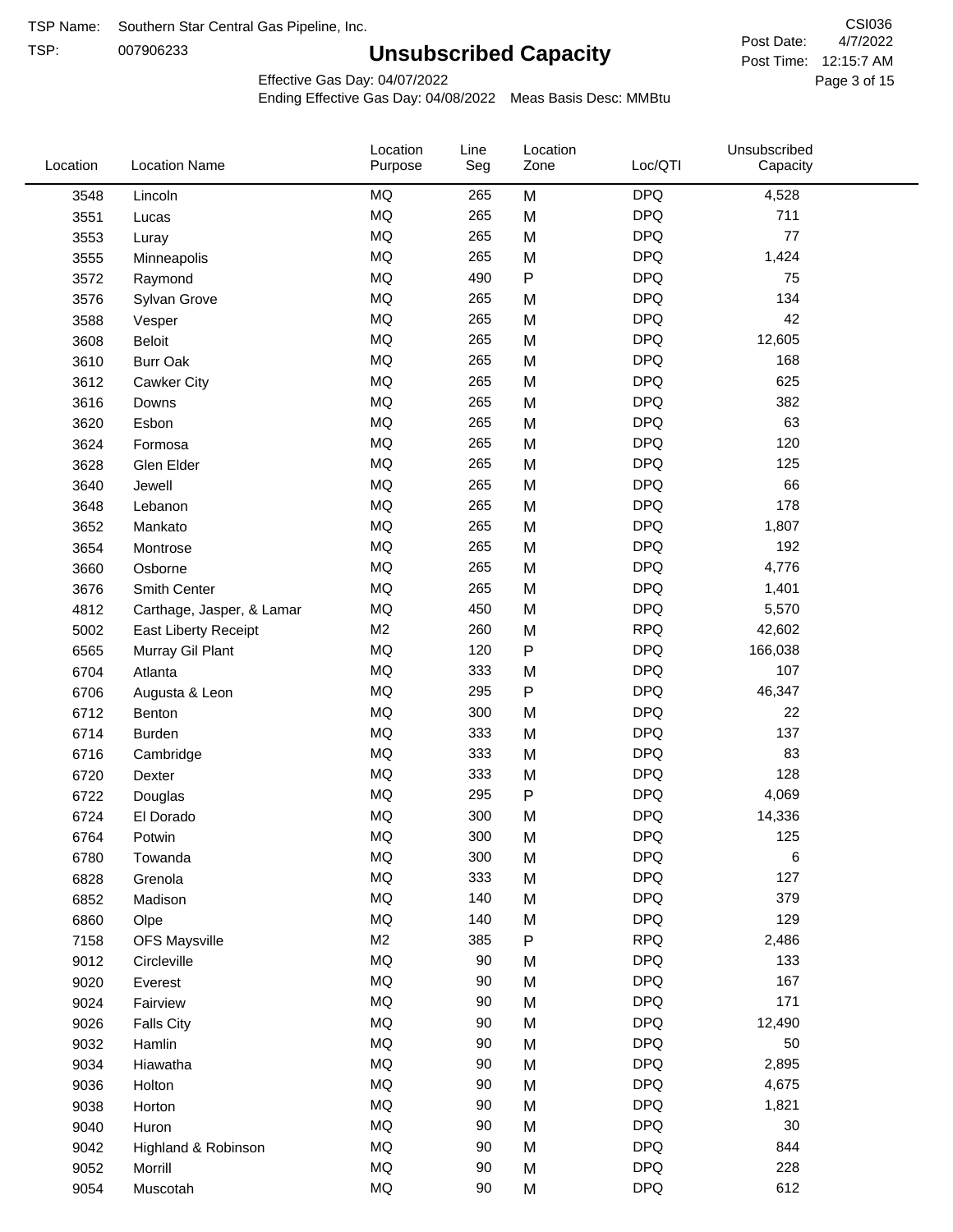TSP Name: Southern Star Central Gas Pipeline, Inc.

TSP: 007906233

# Unsubscribed Capacity

CSI036

Post Date: 4/7/2022

Post Time: 12:15:7 AM

Effective Gas Day: 04/07/2022

Ending Effective Gas Day: 04/08/2022 Meas Basis Desc: MMBtu

| Location | Location Name | Location Purpose | Line Seg | Location Zone | Loc/QTI | Unsubscribed Capacity |
|---|---|---|---|---|---|---|
| 3548 | Lincoln | MQ | 265 | M | DPQ | 4,528 |
| 3551 | Lucas | MQ | 265 | M | DPQ | 711 |
| 3553 | Luray | MQ | 265 | M | DPQ | 77 |
| 3555 | Minneapolis | MQ | 265 | M | DPQ | 1,424 |
| 3572 | Raymond | MQ | 490 | P | DPQ | 75 |
| 3576 | Sylvan Grove | MQ | 265 | M | DPQ | 134 |
| 3588 | Vesper | MQ | 265 | M | DPQ | 42 |
| 3608 | Beloit | MQ | 265 | M | DPQ | 12,605 |
| 3610 | Burr Oak | MQ | 265 | M | DPQ | 168 |
| 3612 | Cawker City | MQ | 265 | M | DPQ | 625 |
| 3616 | Downs | MQ | 265 | M | DPQ | 382 |
| 3620 | Esbon | MQ | 265 | M | DPQ | 63 |
| 3624 | Formosa | MQ | 265 | M | DPQ | 120 |
| 3628 | Glen Elder | MQ | 265 | M | DPQ | 125 |
| 3640 | Jewell | MQ | 265 | M | DPQ | 66 |
| 3648 | Lebanon | MQ | 265 | M | DPQ | 178 |
| 3652 | Mankato | MQ | 265 | M | DPQ | 1,807 |
| 3654 | Montrose | MQ | 265 | M | DPQ | 192 |
| 3660 | Osborne | MQ | 265 | M | DPQ | 4,776 |
| 3676 | Smith Center | MQ | 265 | M | DPQ | 1,401 |
| 4812 | Carthage, Jasper, & Lamar | MQ | 450 | M | DPQ | 5,570 |
| 5002 | East Liberty Receipt | M2 | 260 | M | RPQ | 42,602 |
| 6565 | Murray Gil Plant | MQ | 120 | P | DPQ | 166,038 |
| 6704 | Atlanta | MQ | 333 | M | DPQ | 107 |
| 6706 | Augusta & Leon | MQ | 295 | P | DPQ | 46,347 |
| 6712 | Benton | MQ | 300 | M | DPQ | 22 |
| 6714 | Burden | MQ | 333 | M | DPQ | 137 |
| 6716 | Cambridge | MQ | 333 | M | DPQ | 83 |
| 6720 | Dexter | MQ | 333 | M | DPQ | 128 |
| 6722 | Douglas | MQ | 295 | P | DPQ | 4,069 |
| 6724 | El Dorado | MQ | 300 | M | DPQ | 14,336 |
| 6764 | Potwin | MQ | 300 | M | DPQ | 125 |
| 6780 | Towanda | MQ | 300 | M | DPQ | 6 |
| 6828 | Grenola | MQ | 333 | M | DPQ | 127 |
| 6852 | Madison | MQ | 140 | M | DPQ | 379 |
| 6860 | Olpe | MQ | 140 | M | DPQ | 129 |
| 7158 | OFS Maysville | M2 | 385 | P | RPQ | 2,486 |
| 9012 | Circleville | MQ | 90 | M | DPQ | 133 |
| 9020 | Everest | MQ | 90 | M | DPQ | 167 |
| 9024 | Fairview | MQ | 90 | M | DPQ | 171 |
| 9026 | Falls City | MQ | 90 | M | DPQ | 12,490 |
| 9032 | Hamlin | MQ | 90 | M | DPQ | 50 |
| 9034 | Hiawatha | MQ | 90 | M | DPQ | 2,895 |
| 9036 | Holton | MQ | 90 | M | DPQ | 4,675 |
| 9038 | Horton | MQ | 90 | M | DPQ | 1,821 |
| 9040 | Huron | MQ | 90 | M | DPQ | 30 |
| 9042 | Highland & Robinson | MQ | 90 | M | DPQ | 844 |
| 9052 | Morrill | MQ | 90 | M | DPQ | 228 |
| 9054 | Muscotah | MQ | 90 | M | DPQ | 612 |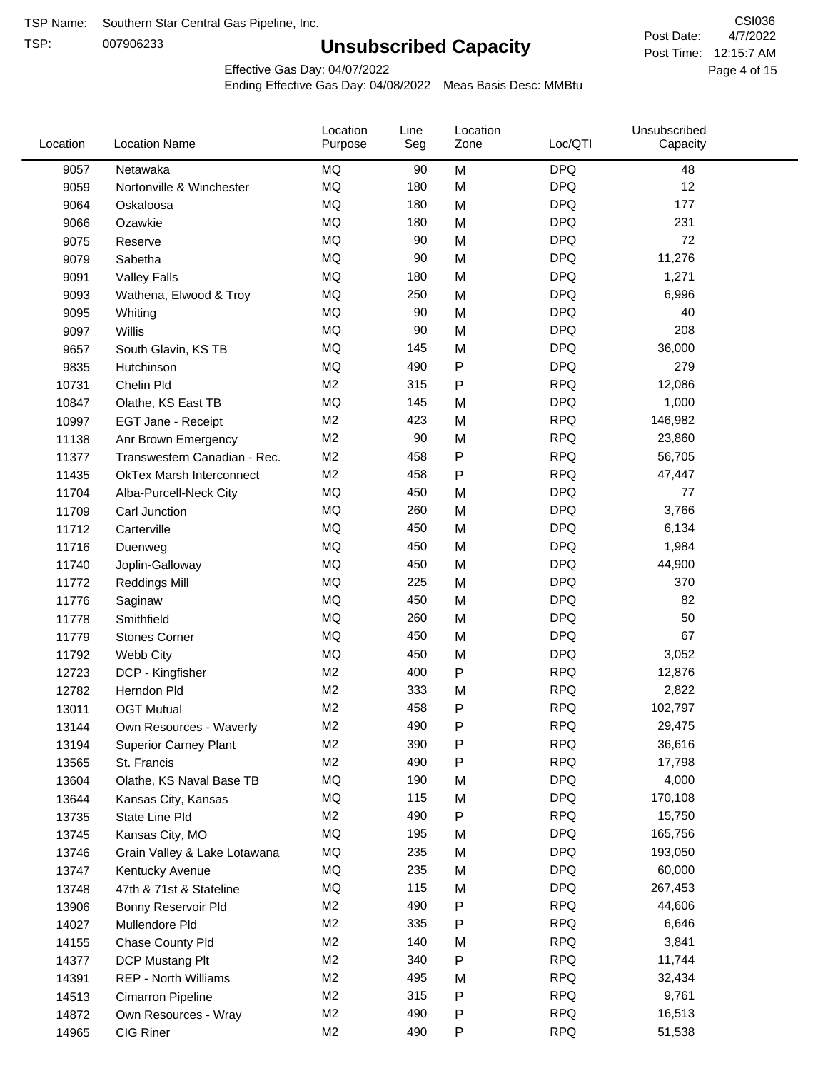TSP Name: Southern Star Central Gas Pipeline, Inc.

TSP: 007906233

# Unsubscribed Capacity

CSI036

Post Date: 4/7/2022

Post Time: 12:15:7 AM

Effective Gas Day: 04/07/2022

Ending Effective Gas Day: 04/08/2022 Meas Basis Desc: MMBtu

| Location | Location Name | Location Purpose | Line Seg | Location Zone | Loc/QTI | Unsubscribed Capacity |
|---|---|---|---|---|---|---|
| 9057 | Netawaka | MQ | 90 | M | DPQ | 48 |
| 9059 | Nortonville & Winchester | MQ | 180 | M | DPQ | 12 |
| 9064 | Oskaloosa | MQ | 180 | M | DPQ | 177 |
| 9066 | Ozawkie | MQ | 180 | M | DPQ | 231 |
| 9075 | Reserve | MQ | 90 | M | DPQ | 72 |
| 9079 | Sabetha | MQ | 90 | M | DPQ | 11,276 |
| 9091 | Valley Falls | MQ | 180 | M | DPQ | 1,271 |
| 9093 | Wathena, Elwood & Troy | MQ | 250 | M | DPQ | 6,996 |
| 9095 | Whiting | MQ | 90 | M | DPQ | 40 |
| 9097 | Willis | MQ | 90 | M | DPQ | 208 |
| 9657 | South Glavin, KS TB | MQ | 145 | M | DPQ | 36,000 |
| 9835 | Hutchinson | MQ | 490 | P | DPQ | 279 |
| 10731 | Chelin Pld | M2 | 315 | P | RPQ | 12,086 |
| 10847 | Olathe, KS East TB | MQ | 145 | M | DPQ | 1,000 |
| 10997 | EGT Jane - Receipt | M2 | 423 | M | RPQ | 146,982 |
| 11138 | Anr Brown Emergency | M2 | 90 | M | RPQ | 23,860 |
| 11377 | Transwestern Canadian - Rec. | M2 | 458 | P | RPQ | 56,705 |
| 11435 | OkTex Marsh Interconnect | M2 | 458 | P | RPQ | 47,447 |
| 11704 | Alba-Purcell-Neck City | MQ | 450 | M | DPQ | 77 |
| 11709 | Carl Junction | MQ | 260 | M | DPQ | 3,766 |
| 11712 | Carterville | MQ | 450 | M | DPQ | 6,134 |
| 11716 | Duenweg | MQ | 450 | M | DPQ | 1,984 |
| 11740 | Joplin-Galloway | MQ | 450 | M | DPQ | 44,900 |
| 11772 | Reddings Mill | MQ | 225 | M | DPQ | 370 |
| 11776 | Saginaw | MQ | 450 | M | DPQ | 82 |
| 11778 | Smithfield | MQ | 260 | M | DPQ | 50 |
| 11779 | Stones Corner | MQ | 450 | M | DPQ | 67 |
| 11792 | Webb City | MQ | 450 | M | DPQ | 3,052 |
| 12723 | DCP - Kingfisher | M2 | 400 | P | RPQ | 12,876 |
| 12782 | Herndon Pld | M2 | 333 | M | RPQ | 2,822 |
| 13011 | OGT Mutual | M2 | 458 | P | RPQ | 102,797 |
| 13144 | Own Resources - Waverly | M2 | 490 | P | RPQ | 29,475 |
| 13194 | Superior Carney Plant | M2 | 390 | P | RPQ | 36,616 |
| 13565 | St. Francis | M2 | 490 | P | RPQ | 17,798 |
| 13604 | Olathe, KS Naval Base TB | MQ | 190 | M | DPQ | 4,000 |
| 13644 | Kansas City, Kansas | MQ | 115 | M | DPQ | 170,108 |
| 13735 | State Line Pld | M2 | 490 | P | RPQ | 15,750 |
| 13745 | Kansas City, MO | MQ | 195 | M | DPQ | 165,756 |
| 13746 | Grain Valley & Lake Lotawana | MQ | 235 | M | DPQ | 193,050 |
| 13747 | Kentucky Avenue | MQ | 235 | M | DPQ | 60,000 |
| 13748 | 47th & 71st & Stateline | MQ | 115 | M | DPQ | 267,453 |
| 13906 | Bonny Reservoir Pld | M2 | 490 | P | RPQ | 44,606 |
| 14027 | Mullendore Pld | M2 | 335 | P | RPQ | 6,646 |
| 14155 | Chase County Pld | M2 | 140 | M | RPQ | 3,841 |
| 14377 | DCP Mustang Plt | M2 | 340 | P | RPQ | 11,744 |
| 14391 | REP - North Williams | M2 | 495 | M | RPQ | 32,434 |
| 14513 | Cimarron Pipeline | M2 | 315 | P | RPQ | 9,761 |
| 14872 | Own Resources - Wray | M2 | 490 | P | RPQ | 16,513 |
| 14965 | CIG Riner | M2 | 490 | P | RPQ | 51,538 |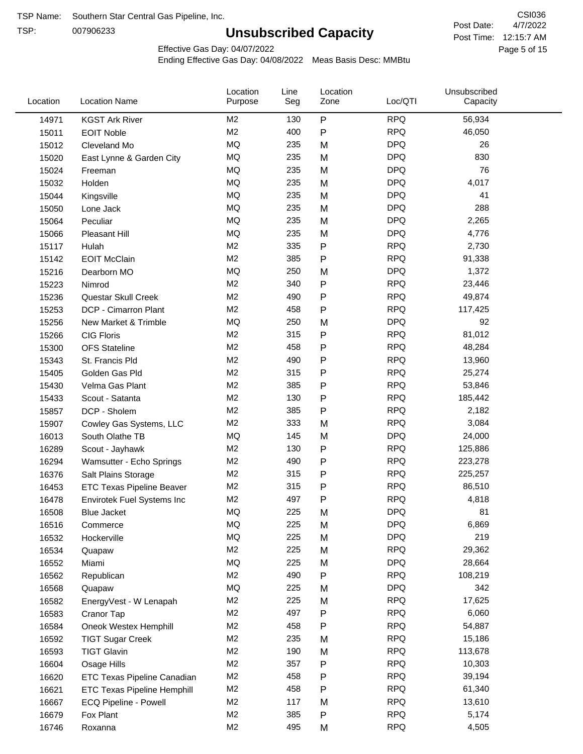TSP Name: Southern Star Central Gas Pipeline, Inc.

TSP: 007906233

# Unsubscribed Capacity

CSI036

Post Date: 4/7/2022

Post Time: 12:15:7 AM

Effective Gas Day: 04/07/2022

Ending Effective Gas Day: 04/08/2022 Meas Basis Desc: MMBtu

| Location | Location Name | Location Purpose | Line Seg | Location Zone | Loc/QTI | Unsubscribed Capacity |
|---|---|---|---|---|---|---|
| 14971 | KGST Ark River | M2 | 130 | P | RPQ | 56,934 |
| 15011 | EOIT Noble | M2 | 400 | P | RPQ | 46,050 |
| 15012 | Cleveland Mo | MQ | 235 | M | DPQ | 26 |
| 15020 | East Lynne & Garden City | MQ | 235 | M | DPQ | 830 |
| 15024 | Freeman | MQ | 235 | M | DPQ | 76 |
| 15032 | Holden | MQ | 235 | M | DPQ | 4,017 |
| 15044 | Kingsville | MQ | 235 | M | DPQ | 41 |
| 15050 | Lone Jack | MQ | 235 | M | DPQ | 288 |
| 15064 | Peculiar | MQ | 235 | M | DPQ | 2,265 |
| 15066 | Pleasant Hill | MQ | 235 | M | DPQ | 4,776 |
| 15117 | Hulah | M2 | 335 | P | RPQ | 2,730 |
| 15142 | EOIT McClain | M2 | 385 | P | RPQ | 91,338 |
| 15216 | Dearborn MO | MQ | 250 | M | DPQ | 1,372 |
| 15223 | Nimrod | M2 | 340 | P | RPQ | 23,446 |
| 15236 | Questar Skull Creek | M2 | 490 | P | RPQ | 49,874 |
| 15253 | DCP - Cimarron Plant | M2 | 458 | P | RPQ | 117,425 |
| 15256 | New Market & Trimble | MQ | 250 | M | DPQ | 92 |
| 15266 | CIG Floris | M2 | 315 | P | RPQ | 81,012 |
| 15300 | OFS Stateline | M2 | 458 | P | RPQ | 48,284 |
| 15343 | St. Francis Pld | M2 | 490 | P | RPQ | 13,960 |
| 15405 | Golden Gas Pld | M2 | 315 | P | RPQ | 25,274 |
| 15430 | Velma Gas Plant | M2 | 385 | P | RPQ | 53,846 |
| 15433 | Scout - Satanta | M2 | 130 | P | RPQ | 185,442 |
| 15857 | DCP - Sholem | M2 | 385 | P | RPQ | 2,182 |
| 15907 | Cowley Gas Systems, LLC | M2 | 333 | M | RPQ | 3,084 |
| 16013 | South Olathe TB | MQ | 145 | M | DPQ | 24,000 |
| 16289 | Scout - Jayhawk | M2 | 130 | P | RPQ | 125,886 |
| 16294 | Wamsutter - Echo Springs | M2 | 490 | P | RPQ | 223,278 |
| 16376 | Salt Plains Storage | M2 | 315 | P | RPQ | 225,257 |
| 16453 | ETC Texas Pipeline Beaver | M2 | 315 | P | RPQ | 86,510 |
| 16478 | Envirotek Fuel Systems Inc | M2 | 497 | P | RPQ | 4,818 |
| 16508 | Blue Jacket | MQ | 225 | M | DPQ | 81 |
| 16516 | Commerce | MQ | 225 | M | DPQ | 6,869 |
| 16532 | Hockerville | MQ | 225 | M | DPQ | 219 |
| 16534 | Quapaw | M2 | 225 | M | RPQ | 29,362 |
| 16552 | Miami | MQ | 225 | M | DPQ | 28,664 |
| 16562 | Republican | M2 | 490 | P | RPQ | 108,219 |
| 16568 | Quapaw | MQ | 225 | M | DPQ | 342 |
| 16582 | EnergyVest - W Lenapah | M2 | 225 | M | RPQ | 17,625 |
| 16583 | Cranor Tap | M2 | 497 | P | RPQ | 6,060 |
| 16584 | Oneok Westex Hemphill | M2 | 458 | P | RPQ | 54,887 |
| 16592 | TIGT Sugar Creek | M2 | 235 | M | RPQ | 15,186 |
| 16593 | TIGT Glavin | M2 | 190 | M | RPQ | 113,678 |
| 16604 | Osage Hills | M2 | 357 | P | RPQ | 10,303 |
| 16620 | ETC Texas Pipeline Canadian | M2 | 458 | P | RPQ | 39,194 |
| 16621 | ETC Texas Pipeline Hemphill | M2 | 458 | P | RPQ | 61,340 |
| 16667 | ECQ Pipeline - Powell | M2 | 117 | M | RPQ | 13,610 |
| 16679 | Fox Plant | M2 | 385 | P | RPQ | 5,174 |
| 16746 | Roxanna | M2 | 495 | M | RPQ | 4,505 |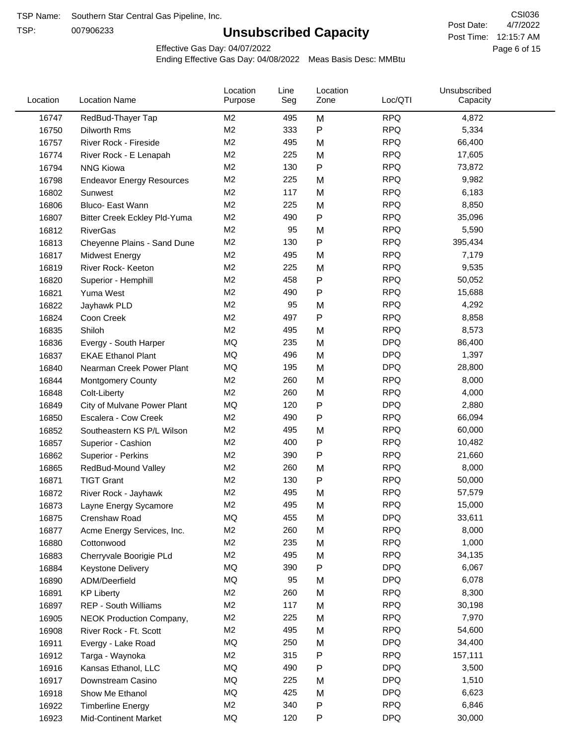TSP Name: Southern Star Central Gas Pipeline, Inc.

TSP: 007906233

# Unsubscribed Capacity

CSI036

Post Date: 4/7/2022

Post Time: 12:15:7 AM

Effective Gas Day: 04/07/2022

Ending Effective Gas Day: 04/08/2022 Meas Basis Desc: MMBtu

| Location | Location Name | Location Purpose | Line Seg | Location Zone | Loc/QTI | Unsubscribed Capacity |
|---|---|---|---|---|---|---|
| 16747 | RedBud-Thayer Tap | M2 | 495 | M | RPQ | 4,872 |
| 16750 | Dilworth Rms | M2 | 333 | P | RPQ | 5,334 |
| 16757 | River Rock - Fireside | M2 | 495 | M | RPQ | 66,400 |
| 16774 | River Rock - E Lenapah | M2 | 225 | M | RPQ | 17,605 |
| 16794 | NNG Kiowa | M2 | 130 | P | RPQ | 73,872 |
| 16798 | Endeavor Energy Resources | M2 | 225 | M | RPQ | 9,982 |
| 16802 | Sunwest | M2 | 117 | M | RPQ | 6,183 |
| 16806 | Bluco- East Wann | M2 | 225 | M | RPQ | 8,850 |
| 16807 | Bitter Creek Eckley Pld-Yuma | M2 | 490 | P | RPQ | 35,096 |
| 16812 | RiverGas | M2 | 95 | M | RPQ | 5,590 |
| 16813 | Cheyenne Plains - Sand Dune | M2 | 130 | P | RPQ | 395,434 |
| 16817 | Midwest Energy | M2 | 495 | M | RPQ | 7,179 |
| 16819 | River Rock- Keeton | M2 | 225 | M | RPQ | 9,535 |
| 16820 | Superior - Hemphill | M2 | 458 | P | RPQ | 50,052 |
| 16821 | Yuma West | M2 | 490 | P | RPQ | 15,688 |
| 16822 | Jayhawk PLD | M2 | 95 | M | RPQ | 4,292 |
| 16824 | Coon Creek | M2 | 497 | P | RPQ | 8,858 |
| 16835 | Shiloh | M2 | 495 | M | RPQ | 8,573 |
| 16836 | Evergy - South Harper | MQ | 235 | M | DPQ | 86,400 |
| 16837 | EKAE Ethanol Plant | MQ | 496 | M | DPQ | 1,397 |
| 16840 | Nearman Creek Power Plant | MQ | 195 | M | DPQ | 28,800 |
| 16844 | Montgomery County | M2 | 260 | M | RPQ | 8,000 |
| 16848 | Colt-Liberty | M2 | 260 | M | RPQ | 4,000 |
| 16849 | City of Mulvane Power Plant | MQ | 120 | P | DPQ | 2,880 |
| 16850 | Escalera - Cow Creek | M2 | 490 | P | RPQ | 66,094 |
| 16852 | Southeastern KS P/L Wilson | M2 | 495 | M | RPQ | 60,000 |
| 16857 | Superior - Cashion | M2 | 400 | P | RPQ | 10,482 |
| 16862 | Superior - Perkins | M2 | 390 | P | RPQ | 21,660 |
| 16865 | RedBud-Mound Valley | M2 | 260 | M | RPQ | 8,000 |
| 16871 | TIGT Grant | M2 | 130 | P | RPQ | 50,000 |
| 16872 | River Rock - Jayhawk | M2 | 495 | M | RPQ | 57,579 |
| 16873 | Layne Energy Sycamore | M2 | 495 | M | RPQ | 15,000 |
| 16875 | Crenshaw Road | MQ | 455 | M | DPQ | 33,611 |
| 16877 | Acme Energy Services, Inc. | M2 | 260 | M | RPQ | 8,000 |
| 16880 | Cottonwood | M2 | 235 | M | RPQ | 1,000 |
| 16883 | Cherryvale Boorigie PLd | M2 | 495 | M | RPQ | 34,135 |
| 16884 | Keystone Delivery | MQ | 390 | P | DPQ | 6,067 |
| 16890 | ADM/Deerfield | MQ | 95 | M | DPQ | 6,078 |
| 16891 | KP Liberty | M2 | 260 | M | RPQ | 8,300 |
| 16897 | REP - South Williams | M2 | 117 | M | RPQ | 30,198 |
| 16905 | NEOK Production Company, | M2 | 225 | M | RPQ | 7,970 |
| 16908 | River Rock - Ft. Scott | M2 | 495 | M | RPQ | 54,600 |
| 16911 | Evergy - Lake Road | MQ | 250 | M | DPQ | 34,400 |
| 16912 | Targa - Waynoka | M2 | 315 | P | RPQ | 157,111 |
| 16916 | Kansas Ethanol, LLC | MQ | 490 | P | DPQ | 3,500 |
| 16917 | Downstream Casino | MQ | 225 | M | DPQ | 1,510 |
| 16918 | Show Me Ethanol | MQ | 425 | M | DPQ | 6,623 |
| 16922 | Timberline Energy | M2 | 340 | P | RPQ | 6,846 |
| 16923 | Mid-Continent Market | MQ | 120 | P | DPQ | 30,000 |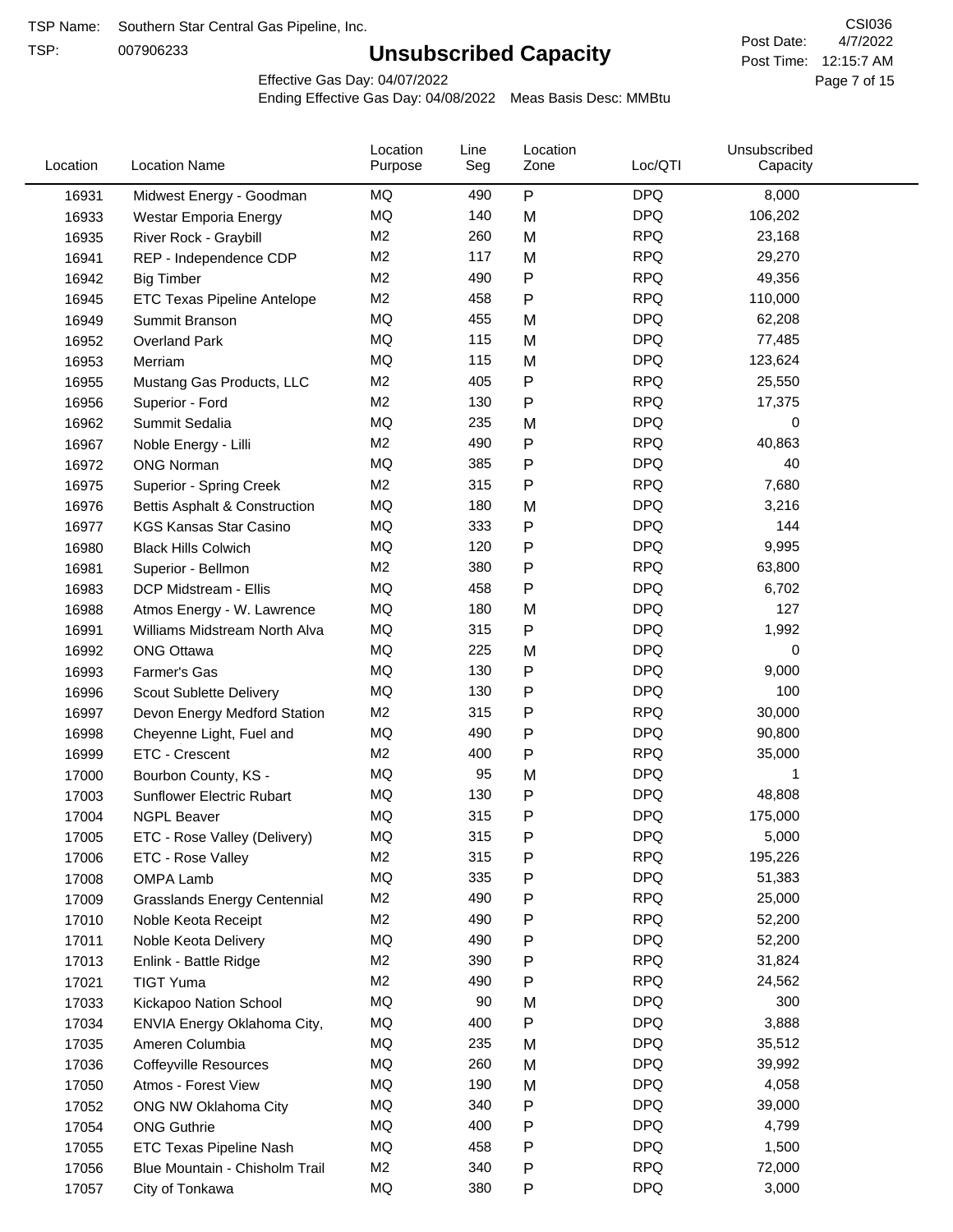TSP Name: Southern Star Central Gas Pipeline, Inc.

TSP: 007906233

# Unsubscribed Capacity

CSI036

Post Date: 4/7/2022

Post Time: 12:15:7 AM

Effective Gas Day: 04/07/2022

Ending Effective Gas Day: 04/08/2022 Meas Basis Desc: MMBtu

| Location | Location Name | Location Purpose | Line Seg | Location Zone | Loc/QTI | Unsubscribed Capacity |
|---|---|---|---|---|---|---|
| 16931 | Midwest Energy - Goodman | MQ | 490 | P | DPQ | 8,000 |
| 16933 | Westar Emporia Energy | MQ | 140 | M | DPQ | 106,202 |
| 16935 | River Rock - Graybill | M2 | 260 | M | RPQ | 23,168 |
| 16941 | REP - Independence CDP | M2 | 117 | M | RPQ | 29,270 |
| 16942 | Big Timber | M2 | 490 | P | RPQ | 49,356 |
| 16945 | ETC Texas Pipeline Antelope | M2 | 458 | P | RPQ | 110,000 |
| 16949 | Summit Branson | MQ | 455 | M | DPQ | 62,208 |
| 16952 | Overland Park | MQ | 115 | M | DPQ | 77,485 |
| 16953 | Merriam | MQ | 115 | M | DPQ | 123,624 |
| 16955 | Mustang Gas Products, LLC | M2 | 405 | P | RPQ | 25,550 |
| 16956 | Superior - Ford | M2 | 130 | P | RPQ | 17,375 |
| 16962 | Summit Sedalia | MQ | 235 | M | DPQ | 0 |
| 16967 | Noble Energy - Lilli | M2 | 490 | P | RPQ | 40,863 |
| 16972 | ONG Norman | MQ | 385 | P | DPQ | 40 |
| 16975 | Superior - Spring Creek | M2 | 315 | P | RPQ | 7,680 |
| 16976 | Bettis Asphalt & Construction | MQ | 180 | M | DPQ | 3,216 |
| 16977 | KGS Kansas Star Casino | MQ | 333 | P | DPQ | 144 |
| 16980 | Black Hills Colwich | MQ | 120 | P | DPQ | 9,995 |
| 16981 | Superior - Bellmon | M2 | 380 | P | RPQ | 63,800 |
| 16983 | DCP Midstream - Ellis | MQ | 458 | P | DPQ | 6,702 |
| 16988 | Atmos Energy - W. Lawrence | MQ | 180 | M | DPQ | 127 |
| 16991 | Williams Midstream North Alva | MQ | 315 | P | DPQ | 1,992 |
| 16992 | ONG Ottawa | MQ | 225 | M | DPQ | 0 |
| 16993 | Farmer's Gas | MQ | 130 | P | DPQ | 9,000 |
| 16996 | Scout Sublette Delivery | MQ | 130 | P | DPQ | 100 |
| 16997 | Devon Energy Medford Station | M2 | 315 | P | RPQ | 30,000 |
| 16998 | Cheyenne Light, Fuel and | MQ | 490 | P | DPQ | 90,800 |
| 16999 | ETC - Crescent | M2 | 400 | P | RPQ | 35,000 |
| 17000 | Bourbon County, KS - | MQ | 95 | M | DPQ | 1 |
| 17003 | Sunflower Electric Rubart | MQ | 130 | P | DPQ | 48,808 |
| 17004 | NGPL Beaver | MQ | 315 | P | DPQ | 175,000 |
| 17005 | ETC - Rose Valley (Delivery) | MQ | 315 | P | DPQ | 5,000 |
| 17006 | ETC - Rose Valley | M2 | 315 | P | RPQ | 195,226 |
| 17008 | OMPA Lamb | MQ | 335 | P | DPQ | 51,383 |
| 17009 | Grasslands Energy Centennial | M2 | 490 | P | RPQ | 25,000 |
| 17010 | Noble Keota Receipt | M2 | 490 | P | RPQ | 52,200 |
| 17011 | Noble Keota Delivery | MQ | 490 | P | DPQ | 52,200 |
| 17013 | Enlink - Battle Ridge | M2 | 390 | P | RPQ | 31,824 |
| 17021 | TIGT Yuma | M2 | 490 | P | RPQ | 24,562 |
| 17033 | Kickapoo Nation School | MQ | 90 | M | DPQ | 300 |
| 17034 | ENVIA Energy Oklahoma City, | MQ | 400 | P | DPQ | 3,888 |
| 17035 | Ameren Columbia | MQ | 235 | M | DPQ | 35,512 |
| 17036 | Coffeyville Resources | MQ | 260 | M | DPQ | 39,992 |
| 17050 | Atmos - Forest View | MQ | 190 | M | DPQ | 4,058 |
| 17052 | ONG NW Oklahoma City | MQ | 340 | P | DPQ | 39,000 |
| 17054 | ONG Guthrie | MQ | 400 | P | DPQ | 4,799 |
| 17055 | ETC Texas Pipeline Nash | MQ | 458 | P | DPQ | 1,500 |
| 17056 | Blue Mountain - Chisholm Trail | M2 | 340 | P | RPQ | 72,000 |
| 17057 | City of Tonkawa | MQ | 380 | P | DPQ | 3,000 |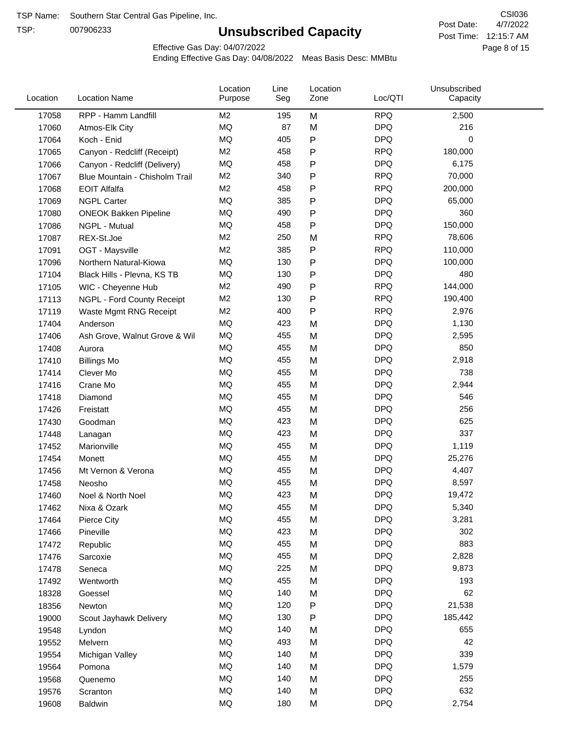TSP Name: Southern Star Central Gas Pipeline, Inc.
TSP: 007906233

# Unsubscribed Capacity

CSI036
Post Date: 4/7/2022
Post Time: 12:15:7 AM

Effective Gas Day: 04/07/2022
Ending Effective Gas Day: 04/08/2022 Meas Basis Desc: MMBtu

| Location | Location Name | Location Purpose | Line Seg | Location Zone | Loc/QTI | Unsubscribed Capacity |
|---|---|---|---|---|---|---|
| 17058 | RPP - Hamm Landfill | M2 | 195 | M | RPQ | 2,500 |
| 17060 | Atmos-Elk City | MQ | 87 | M | DPQ | 216 |
| 17064 | Koch - Enid | MQ | 405 | P | DPQ | 0 |
| 17065 | Canyon - Redcliff (Receipt) | M2 | 458 | P | RPQ | 180,000 |
| 17066 | Canyon - Redcliff (Delivery) | MQ | 458 | P | DPQ | 6,175 |
| 17067 | Blue Mountain - Chisholm Trail | M2 | 340 | P | RPQ | 70,000 |
| 17068 | EOIT Alfalfa | M2 | 458 | P | RPQ | 200,000 |
| 17069 | NGPL Carter | MQ | 385 | P | DPQ | 65,000 |
| 17080 | ONEOK Bakken Pipeline | MQ | 490 | P | DPQ | 360 |
| 17086 | NGPL - Mutual | MQ | 458 | P | DPQ | 150,000 |
| 17087 | REX-St.Joe | M2 | 250 | M | RPQ | 78,606 |
| 17091 | OGT - Maysville | M2 | 385 | P | RPQ | 110,000 |
| 17096 | Northern Natural-Kiowa | MQ | 130 | P | DPQ | 100,000 |
| 17104 | Black Hills - Plevna, KS TB | MQ | 130 | P | DPQ | 480 |
| 17105 | WIC - Cheyenne Hub | M2 | 490 | P | RPQ | 144,000 |
| 17113 | NGPL - Ford County Receipt | M2 | 130 | P | RPQ | 190,400 |
| 17119 | Waste Mgmt RNG Receipt | M2 | 400 | P | RPQ | 2,976 |
| 17404 | Anderson | MQ | 423 | M | DPQ | 1,130 |
| 17406 | Ash Grove, Walnut Grove & Wil | MQ | 455 | M | DPQ | 2,595 |
| 17408 | Aurora | MQ | 455 | M | DPQ | 850 |
| 17410 | Billings Mo | MQ | 455 | M | DPQ | 2,918 |
| 17414 | Clever Mo | MQ | 455 | M | DPQ | 738 |
| 17416 | Crane Mo | MQ | 455 | M | DPQ | 2,944 |
| 17418 | Diamond | MQ | 455 | M | DPQ | 546 |
| 17426 | Freistatt | MQ | 455 | M | DPQ | 256 |
| 17430 | Goodman | MQ | 423 | M | DPQ | 625 |
| 17448 | Lanagan | MQ | 423 | M | DPQ | 337 |
| 17452 | Marionville | MQ | 455 | M | DPQ | 1,119 |
| 17454 | Monett | MQ | 455 | M | DPQ | 25,276 |
| 17456 | Mt Vernon & Verona | MQ | 455 | M | DPQ | 4,407 |
| 17458 | Neosho | MQ | 455 | M | DPQ | 8,597 |
| 17460 | Noel & North Noel | MQ | 423 | M | DPQ | 19,472 |
| 17462 | Nixa & Ozark | MQ | 455 | M | DPQ | 5,340 |
| 17464 | Pierce City | MQ | 455 | M | DPQ | 3,281 |
| 17466 | Pineville | MQ | 423 | M | DPQ | 302 |
| 17472 | Republic | MQ | 455 | M | DPQ | 883 |
| 17476 | Sarcoxie | MQ | 455 | M | DPQ | 2,828 |
| 17478 | Seneca | MQ | 225 | M | DPQ | 9,873 |
| 17492 | Wentworth | MQ | 455 | M | DPQ | 193 |
| 18328 | Goessel | MQ | 140 | M | DPQ | 62 |
| 18356 | Newton | MQ | 120 | P | DPQ | 21,538 |
| 19000 | Scout Jayhawk Delivery | MQ | 130 | P | DPQ | 185,442 |
| 19548 | Lyndon | MQ | 140 | M | DPQ | 655 |
| 19552 | Melvern | MQ | 493 | M | DPQ | 42 |
| 19554 | Michigan Valley | MQ | 140 | M | DPQ | 339 |
| 19564 | Pomona | MQ | 140 | M | DPQ | 1,579 |
| 19568 | Quenemo | MQ | 140 | M | DPQ | 255 |
| 19576 | Scranton | MQ | 140 | M | DPQ | 632 |
| 19608 | Baldwin | MQ | 180 | M | DPQ | 2,754 |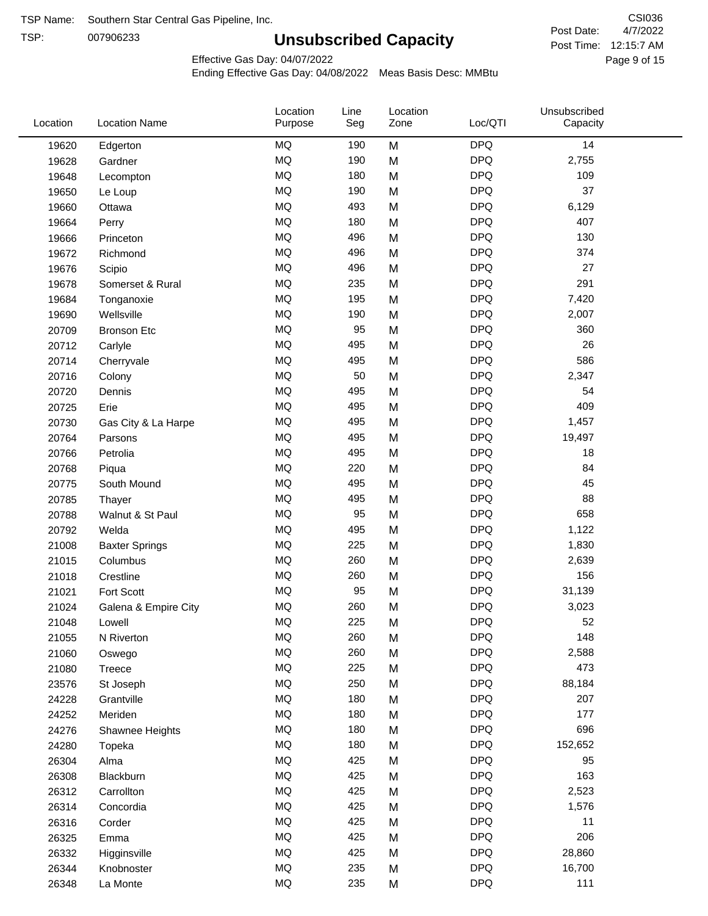TSP Name: Southern Star Central Gas Pipeline, Inc.

TSP: 007906233

# Unsubscribed Capacity

CSI036

Post Date: 4/7/2022

Post Time: 12:15:7 AM

Effective Gas Day: 04/07/2022

Ending Effective Gas Day: 04/08/2022 Meas Basis Desc: MMBtu

| Location | Location Name | Location Purpose | Line Seg | Location Zone | Loc/QTI | Unsubscribed Capacity |
|---|---|---|---|---|---|---|
| 19620 | Edgerton | MQ | 190 | M | DPQ | 14 |
| 19628 | Gardner | MQ | 190 | M | DPQ | 2,755 |
| 19648 | Lecompton | MQ | 180 | M | DPQ | 109 |
| 19650 | Le Loup | MQ | 190 | M | DPQ | 37 |
| 19660 | Ottawa | MQ | 493 | M | DPQ | 6,129 |
| 19664 | Perry | MQ | 180 | M | DPQ | 407 |
| 19666 | Princeton | MQ | 496 | M | DPQ | 130 |
| 19672 | Richmond | MQ | 496 | M | DPQ | 374 |
| 19676 | Scipio | MQ | 496 | M | DPQ | 27 |
| 19678 | Somerset & Rural | MQ | 235 | M | DPQ | 291 |
| 19684 | Tonganoxie | MQ | 195 | M | DPQ | 7,420 |
| 19690 | Wellsville | MQ | 190 | M | DPQ | 2,007 |
| 20709 | Bronson Etc | MQ | 95 | M | DPQ | 360 |
| 20712 | Carlyle | MQ | 495 | M | DPQ | 26 |
| 20714 | Cherryvale | MQ | 495 | M | DPQ | 586 |
| 20716 | Colony | MQ | 50 | M | DPQ | 2,347 |
| 20720 | Dennis | MQ | 495 | M | DPQ | 54 |
| 20725 | Erie | MQ | 495 | M | DPQ | 409 |
| 20730 | Gas City & La Harpe | MQ | 495 | M | DPQ | 1,457 |
| 20764 | Parsons | MQ | 495 | M | DPQ | 19,497 |
| 20766 | Petrolia | MQ | 495 | M | DPQ | 18 |
| 20768 | Piqua | MQ | 220 | M | DPQ | 84 |
| 20775 | South Mound | MQ | 495 | M | DPQ | 45 |
| 20785 | Thayer | MQ | 495 | M | DPQ | 88 |
| 20788 | Walnut & St Paul | MQ | 95 | M | DPQ | 658 |
| 20792 | Welda | MQ | 495 | M | DPQ | 1,122 |
| 21008 | Baxter Springs | MQ | 225 | M | DPQ | 1,830 |
| 21015 | Columbus | MQ | 260 | M | DPQ | 2,639 |
| 21018 | Crestline | MQ | 260 | M | DPQ | 156 |
| 21021 | Fort Scott | MQ | 95 | M | DPQ | 31,139 |
| 21024 | Galena & Empire City | MQ | 260 | M | DPQ | 3,023 |
| 21048 | Lowell | MQ | 225 | M | DPQ | 52 |
| 21055 | N Riverton | MQ | 260 | M | DPQ | 148 |
| 21060 | Oswego | MQ | 260 | M | DPQ | 2,588 |
| 21080 | Treece | MQ | 225 | M | DPQ | 473 |
| 23576 | St Joseph | MQ | 250 | M | DPQ | 88,184 |
| 24228 | Grantville | MQ | 180 | M | DPQ | 207 |
| 24252 | Meriden | MQ | 180 | M | DPQ | 177 |
| 24276 | Shawnee Heights | MQ | 180 | M | DPQ | 696 |
| 24280 | Topeka | MQ | 180 | M | DPQ | 152,652 |
| 26304 | Alma | MQ | 425 | M | DPQ | 95 |
| 26308 | Blackburn | MQ | 425 | M | DPQ | 163 |
| 26312 | Carrollton | MQ | 425 | M | DPQ | 2,523 |
| 26314 | Concordia | MQ | 425 | M | DPQ | 1,576 |
| 26316 | Corder | MQ | 425 | M | DPQ | 11 |
| 26325 | Emma | MQ | 425 | M | DPQ | 206 |
| 26332 | Higginsville | MQ | 425 | M | DPQ | 28,860 |
| 26344 | Knobnoster | MQ | 235 | M | DPQ | 16,700 |
| 26348 | La Monte | MQ | 235 | M | DPQ | 111 |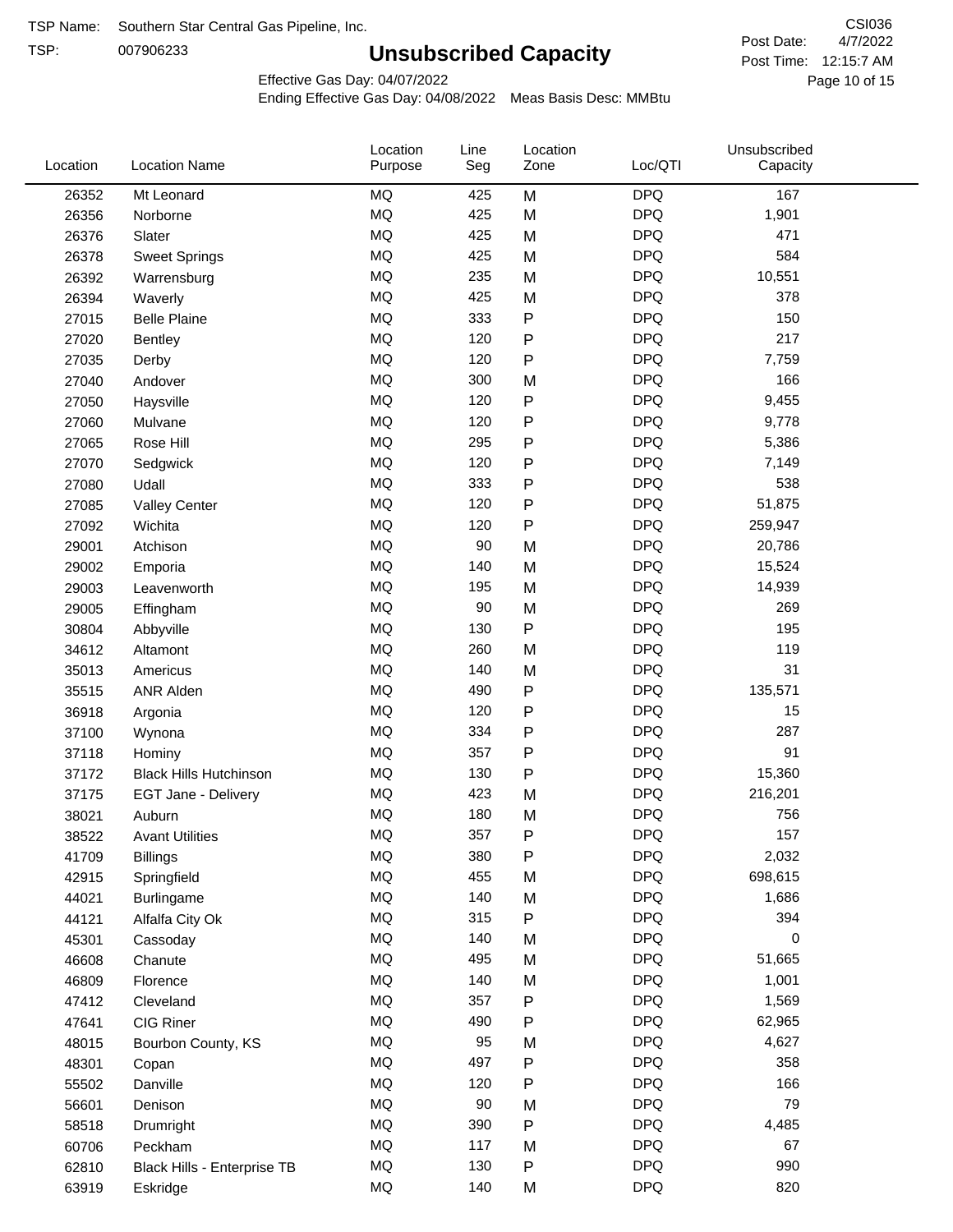TSP Name: Southern Star Central Gas Pipeline, Inc.

TSP: 007906233

# Unsubscribed Capacity

CSI036

Post Date: 4/7/2022

Post Time: 12:15:7 AM

Effective Gas Day: 04/07/2022

Ending Effective Gas Day: 04/08/2022 Meas Basis Desc: MMBtu

| Location | Location Name | Location Purpose | Line Seg | Location Zone | Loc/QTI | Unsubscribed Capacity |
|---|---|---|---|---|---|---|
| 26352 | Mt Leonard | MQ | 425 | M | DPQ | 167 |
| 26356 | Norborne | MQ | 425 | M | DPQ | 1,901 |
| 26376 | Slater | MQ | 425 | M | DPQ | 471 |
| 26378 | Sweet Springs | MQ | 425 | M | DPQ | 584 |
| 26392 | Warrensburg | MQ | 235 | M | DPQ | 10,551 |
| 26394 | Waverly | MQ | 425 | M | DPQ | 378 |
| 27015 | Belle Plaine | MQ | 333 | P | DPQ | 150 |
| 27020 | Bentley | MQ | 120 | P | DPQ | 217 |
| 27035 | Derby | MQ | 120 | P | DPQ | 7,759 |
| 27040 | Andover | MQ | 300 | M | DPQ | 166 |
| 27050 | Haysville | MQ | 120 | P | DPQ | 9,455 |
| 27060 | Mulvane | MQ | 120 | P | DPQ | 9,778 |
| 27065 | Rose Hill | MQ | 295 | P | DPQ | 5,386 |
| 27070 | Sedgwick | MQ | 120 | P | DPQ | 7,149 |
| 27080 | Udall | MQ | 333 | P | DPQ | 538 |
| 27085 | Valley Center | MQ | 120 | P | DPQ | 51,875 |
| 27092 | Wichita | MQ | 120 | P | DPQ | 259,947 |
| 29001 | Atchison | MQ | 90 | M | DPQ | 20,786 |
| 29002 | Emporia | MQ | 140 | M | DPQ | 15,524 |
| 29003 | Leavenworth | MQ | 195 | M | DPQ | 14,939 |
| 29005 | Effingham | MQ | 90 | M | DPQ | 269 |
| 30804 | Abbyville | MQ | 130 | P | DPQ | 195 |
| 34612 | Altamont | MQ | 260 | M | DPQ | 119 |
| 35013 | Americus | MQ | 140 | M | DPQ | 31 |
| 35515 | ANR Alden | MQ | 490 | P | DPQ | 135,571 |
| 36918 | Argonia | MQ | 120 | P | DPQ | 15 |
| 37100 | Wynona | MQ | 334 | P | DPQ | 287 |
| 37118 | Hominy | MQ | 357 | P | DPQ | 91 |
| 37172 | Black Hills Hutchinson | MQ | 130 | P | DPQ | 15,360 |
| 37175 | EGT Jane - Delivery | MQ | 423 | M | DPQ | 216,201 |
| 38021 | Auburn | MQ | 180 | M | DPQ | 756 |
| 38522 | Avant Utilities | MQ | 357 | P | DPQ | 157 |
| 41709 | Billings | MQ | 380 | P | DPQ | 2,032 |
| 42915 | Springfield | MQ | 455 | M | DPQ | 698,615 |
| 44021 | Burlingame | MQ | 140 | M | DPQ | 1,686 |
| 44121 | Alfalfa City Ok | MQ | 315 | P | DPQ | 394 |
| 45301 | Cassoday | MQ | 140 | M | DPQ | 0 |
| 46608 | Chanute | MQ | 495 | M | DPQ | 51,665 |
| 46809 | Florence | MQ | 140 | M | DPQ | 1,001 |
| 47412 | Cleveland | MQ | 357 | P | DPQ | 1,569 |
| 47641 | CIG Riner | MQ | 490 | P | DPQ | 62,965 |
| 48015 | Bourbon County, KS | MQ | 95 | M | DPQ | 4,627 |
| 48301 | Copan | MQ | 497 | P | DPQ | 358 |
| 55502 | Danville | MQ | 120 | P | DPQ | 166 |
| 56601 | Denison | MQ | 90 | M | DPQ | 79 |
| 58518 | Drumright | MQ | 390 | P | DPQ | 4,485 |
| 60706 | Peckham | MQ | 117 | M | DPQ | 67 |
| 62810 | Black Hills - Enterprise TB | MQ | 130 | P | DPQ | 990 |
| 63919 | Eskridge | MQ | 140 | M | DPQ | 820 |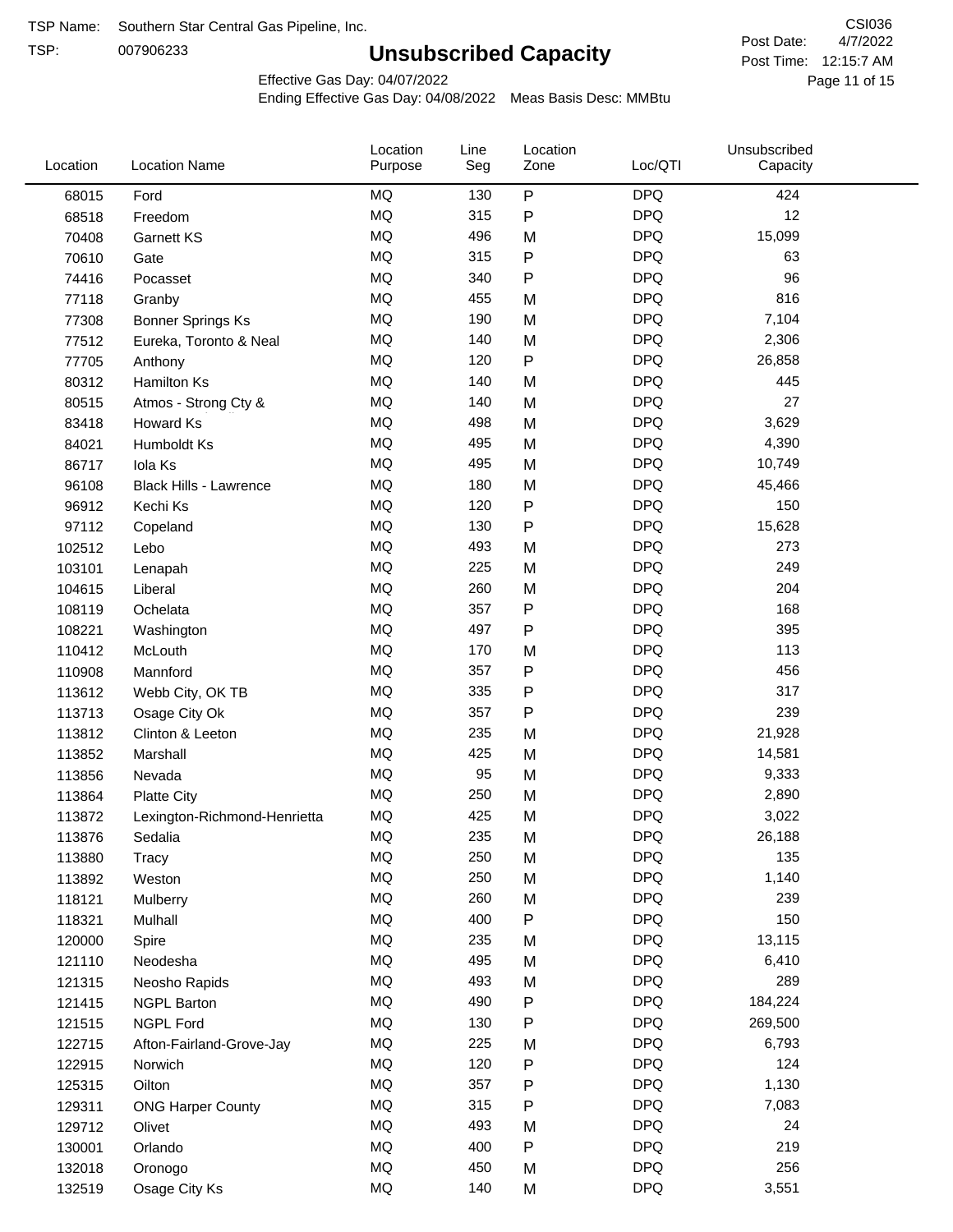TSP Name: Southern Star Central Gas Pipeline, Inc.

TSP: 007906233

# Unsubscribed Capacity

CSI036

Post Date: 4/7/2022

Post Time: 12:15:7 AM

Effective Gas Day: 04/07/2022

Ending Effective Gas Day: 04/08/2022 Meas Basis Desc: MMBtu

| Location | Location Name | Location Purpose | Line Seg | Location Zone | Loc/QTI | Unsubscribed Capacity |
|---|---|---|---|---|---|---|
| 68015 | Ford | MQ | 130 | P | DPQ | 424 |
| 68518 | Freedom | MQ | 315 | P | DPQ | 12 |
| 70408 | Garnett KS | MQ | 496 | M | DPQ | 15,099 |
| 70610 | Gate | MQ | 315 | P | DPQ | 63 |
| 74416 | Pocasset | MQ | 340 | P | DPQ | 96 |
| 77118 | Granby | MQ | 455 | M | DPQ | 816 |
| 77308 | Bonner Springs Ks | MQ | 190 | M | DPQ | 7,104 |
| 77512 | Eureka, Toronto & Neal | MQ | 140 | M | DPQ | 2,306 |
| 77705 | Anthony | MQ | 120 | P | DPQ | 26,858 |
| 80312 | Hamilton Ks | MQ | 140 | M | DPQ | 445 |
| 80515 | Atmos - Strong Cty & | MQ | 140 | M | DPQ | 27 |
| 83418 | Howard Ks | MQ | 498 | M | DPQ | 3,629 |
| 84021 | Humboldt Ks | MQ | 495 | M | DPQ | 4,390 |
| 86717 | Iola Ks | MQ | 495 | M | DPQ | 10,749 |
| 96108 | Black Hills - Lawrence | MQ | 180 | M | DPQ | 45,466 |
| 96912 | Kechi Ks | MQ | 120 | P | DPQ | 150 |
| 97112 | Copeland | MQ | 130 | P | DPQ | 15,628 |
| 102512 | Lebo | MQ | 493 | M | DPQ | 273 |
| 103101 | Lenapah | MQ | 225 | M | DPQ | 249 |
| 104615 | Liberal | MQ | 260 | M | DPQ | 204 |
| 108119 | Ochelata | MQ | 357 | P | DPQ | 168 |
| 108221 | Washington | MQ | 497 | P | DPQ | 395 |
| 110412 | McLouth | MQ | 170 | M | DPQ | 113 |
| 110908 | Mannford | MQ | 357 | P | DPQ | 456 |
| 113612 | Webb City, OK TB | MQ | 335 | P | DPQ | 317 |
| 113713 | Osage City Ok | MQ | 357 | P | DPQ | 239 |
| 113812 | Clinton & Leeton | MQ | 235 | M | DPQ | 21,928 |
| 113852 | Marshall | MQ | 425 | M | DPQ | 14,581 |
| 113856 | Nevada | MQ | 95 | M | DPQ | 9,333 |
| 113864 | Platte City | MQ | 250 | M | DPQ | 2,890 |
| 113872 | Lexington-Richmond-Henrietta | MQ | 425 | M | DPQ | 3,022 |
| 113876 | Sedalia | MQ | 235 | M | DPQ | 26,188 |
| 113880 | Tracy | MQ | 250 | M | DPQ | 135 |
| 113892 | Weston | MQ | 250 | M | DPQ | 1,140 |
| 118121 | Mulberry | MQ | 260 | M | DPQ | 239 |
| 118321 | Mulhall | MQ | 400 | P | DPQ | 150 |
| 120000 | Spire | MQ | 235 | M | DPQ | 13,115 |
| 121110 | Neodesha | MQ | 495 | M | DPQ | 6,410 |
| 121315 | Neosho Rapids | MQ | 493 | M | DPQ | 289 |
| 121415 | NGPL Barton | MQ | 490 | P | DPQ | 184,224 |
| 121515 | NGPL Ford | MQ | 130 | P | DPQ | 269,500 |
| 122715 | Afton-Fairland-Grove-Jay | MQ | 225 | M | DPQ | 6,793 |
| 122915 | Norwich | MQ | 120 | P | DPQ | 124 |
| 125315 | Oilton | MQ | 357 | P | DPQ | 1,130 |
| 129311 | ONG Harper County | MQ | 315 | P | DPQ | 7,083 |
| 129712 | Olivet | MQ | 493 | M | DPQ | 24 |
| 130001 | Orlando | MQ | 400 | P | DPQ | 219 |
| 132018 | Oronogo | MQ | 450 | M | DPQ | 256 |
| 132519 | Osage City Ks | MQ | 140 | M | DPQ | 3,551 |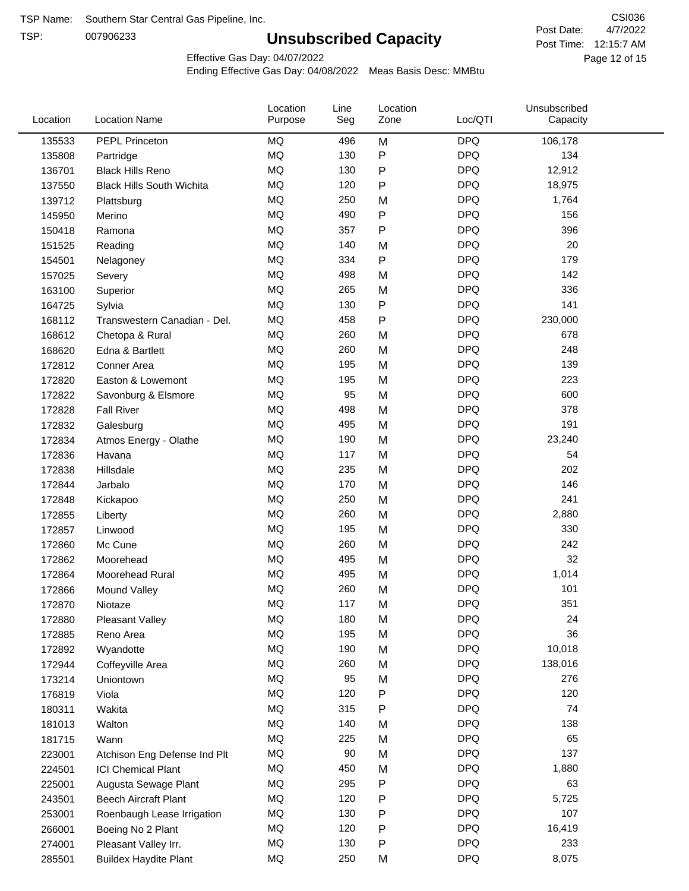TSP Name: Southern Star Central Gas Pipeline, Inc.

TSP: 007906233

# Unsubscribed Capacity

CSI036

Post Date: 4/7/2022

Post Time: 12:15:7 AM

Effective Gas Day: 04/07/2022

Ending Effective Gas Day: 04/08/2022 Meas Basis Desc: MMBtu

| Location | Location Name | Location Purpose | Line Seg | Location Zone | Loc/QTI | Unsubscribed Capacity |
|---|---|---|---|---|---|---|
| 135533 | PEPL Princeton | MQ | 496 | M | DPQ | 106,178 |
| 135808 | Partridge | MQ | 130 | P | DPQ | 134 |
| 136701 | Black Hills Reno | MQ | 130 | P | DPQ | 12,912 |
| 137550 | Black Hills South Wichita | MQ | 120 | P | DPQ | 18,975 |
| 139712 | Plattsburg | MQ | 250 | M | DPQ | 1,764 |
| 145950 | Merino | MQ | 490 | P | DPQ | 156 |
| 150418 | Ramona | MQ | 357 | P | DPQ | 396 |
| 151525 | Reading | MQ | 140 | M | DPQ | 20 |
| 154501 | Nelagoney | MQ | 334 | P | DPQ | 179 |
| 157025 | Severy | MQ | 498 | M | DPQ | 142 |
| 163100 | Superior | MQ | 265 | M | DPQ | 336 |
| 164725 | Sylvia | MQ | 130 | P | DPQ | 141 |
| 168112 | Transwestern Canadian - Del. | MQ | 458 | P | DPQ | 230,000 |
| 168612 | Chetopa & Rural | MQ | 260 | M | DPQ | 678 |
| 168620 | Edna & Bartlett | MQ | 260 | M | DPQ | 248 |
| 172812 | Conner Area | MQ | 195 | M | DPQ | 139 |
| 172820 | Easton & Lowemont | MQ | 195 | M | DPQ | 223 |
| 172822 | Savonburg & Elsmore | MQ | 95 | M | DPQ | 600 |
| 172828 | Fall River | MQ | 498 | M | DPQ | 378 |
| 172832 | Galesburg | MQ | 495 | M | DPQ | 191 |
| 172834 | Atmos Energy - Olathe | MQ | 190 | M | DPQ | 23,240 |
| 172836 | Havana | MQ | 117 | M | DPQ | 54 |
| 172838 | Hillsdale | MQ | 235 | M | DPQ | 202 |
| 172844 | Jarbalo | MQ | 170 | M | DPQ | 146 |
| 172848 | Kickapoo | MQ | 250 | M | DPQ | 241 |
| 172855 | Liberty | MQ | 260 | M | DPQ | 2,880 |
| 172857 | Linwood | MQ | 195 | M | DPQ | 330 |
| 172860 | Mc Cune | MQ | 260 | M | DPQ | 242 |
| 172862 | Moorehead | MQ | 495 | M | DPQ | 32 |
| 172864 | Moorehead Rural | MQ | 495 | M | DPQ | 1,014 |
| 172866 | Mound Valley | MQ | 260 | M | DPQ | 101 |
| 172870 | Niotaze | MQ | 117 | M | DPQ | 351 |
| 172880 | Pleasant Valley | MQ | 180 | M | DPQ | 24 |
| 172885 | Reno Area | MQ | 195 | M | DPQ | 36 |
| 172892 | Wyandotte | MQ | 190 | M | DPQ | 10,018 |
| 172944 | Coffeyville Area | MQ | 260 | M | DPQ | 138,016 |
| 173214 | Uniontown | MQ | 95 | M | DPQ | 276 |
| 176819 | Viola | MQ | 120 | P | DPQ | 120 |
| 180311 | Wakita | MQ | 315 | P | DPQ | 74 |
| 181013 | Walton | MQ | 140 | M | DPQ | 138 |
| 181715 | Wann | MQ | 225 | M | DPQ | 65 |
| 223001 | Atchison Eng Defense Ind Plt | MQ | 90 | M | DPQ | 137 |
| 224501 | ICI Chemical Plant | MQ | 450 | M | DPQ | 1,880 |
| 225001 | Augusta Sewage Plant | MQ | 295 | P | DPQ | 63 |
| 243501 | Beech Aircraft Plant | MQ | 120 | P | DPQ | 5,725 |
| 253001 | Roenbaugh Lease Irrigation | MQ | 130 | P | DPQ | 107 |
| 266001 | Boeing No 2 Plant | MQ | 120 | P | DPQ | 16,419 |
| 274001 | Pleasant Valley Irr. | MQ | 130 | P | DPQ | 233 |
| 285501 | Buildex Haydite Plant | MQ | 250 | M | DPQ | 8,075 |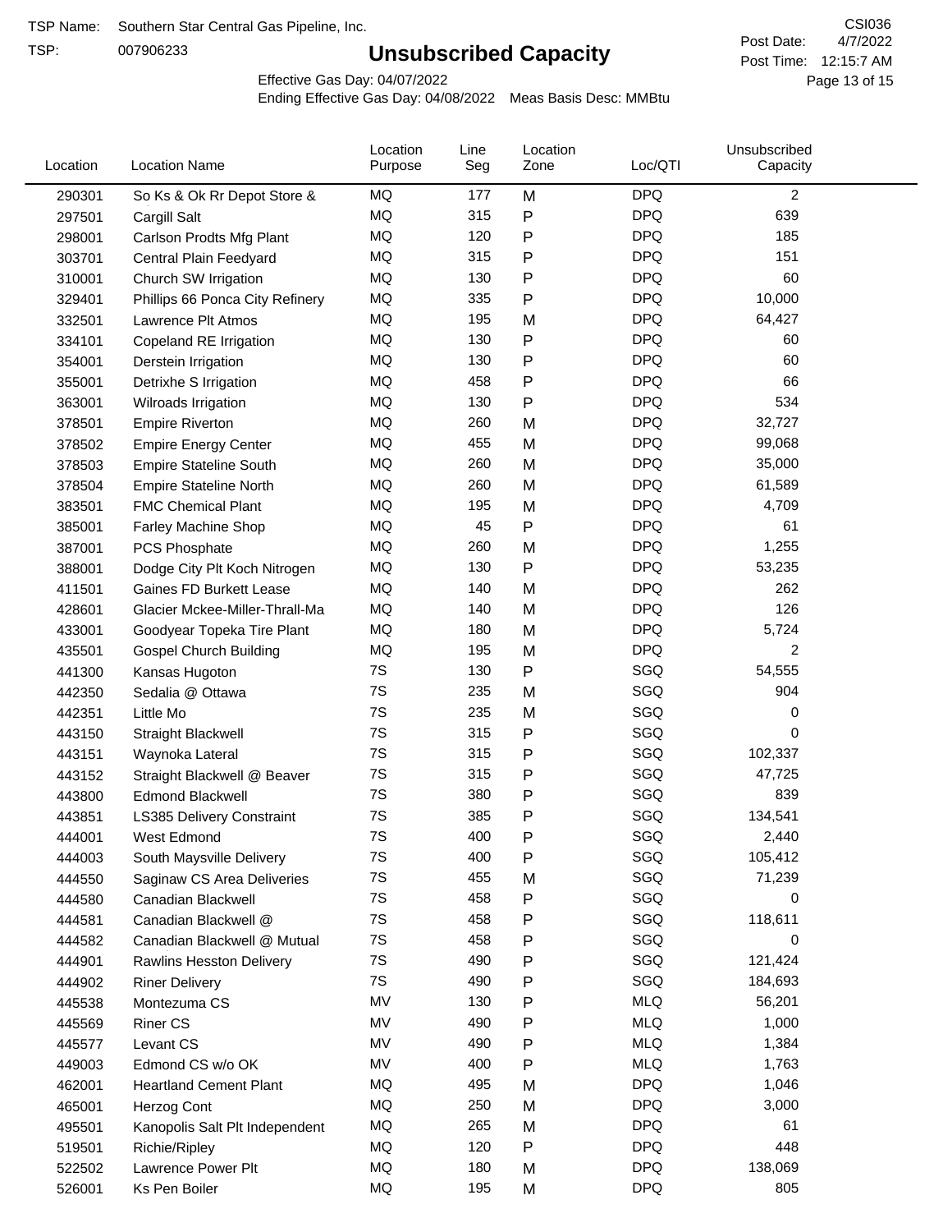TSP Name: Southern Star Central Gas Pipeline, Inc.

TSP: 007906233

# Unsubscribed Capacity

CSI036

Post Date: 4/7/2022

Post Time: 12:15:7 AM

Effective Gas Day: 04/07/2022

Ending Effective Gas Day: 04/08/2022 Meas Basis Desc: MMBtu

| Location | Location Name | Location Purpose | Line Seg | Location Zone | Loc/QTI | Unsubscribed Capacity |
|---|---|---|---|---|---|---|
| 290301 | So Ks & Ok Rr Depot Store & | MQ | 177 | M | DPQ | 2 |
| 297501 | Cargill Salt | MQ | 315 | P | DPQ | 639 |
| 298001 | Carlson Prodts Mfg Plant | MQ | 120 | P | DPQ | 185 |
| 303701 | Central Plain Feedyard | MQ | 315 | P | DPQ | 151 |
| 310001 | Church SW Irrigation | MQ | 130 | P | DPQ | 60 |
| 329401 | Phillips 66 Ponca City Refinery | MQ | 335 | P | DPQ | 10,000 |
| 332501 | Lawrence Plt Atmos | MQ | 195 | M | DPQ | 64,427 |
| 334101 | Copeland RE Irrigation | MQ | 130 | P | DPQ | 60 |
| 354001 | Derstein Irrigation | MQ | 130 | P | DPQ | 60 |
| 355001 | Detrixhe S Irrigation | MQ | 458 | P | DPQ | 66 |
| 363001 | Wilroads Irrigation | MQ | 130 | P | DPQ | 534 |
| 378501 | Empire Riverton | MQ | 260 | M | DPQ | 32,727 |
| 378502 | Empire Energy Center | MQ | 455 | M | DPQ | 99,068 |
| 378503 | Empire Stateline South | MQ | 260 | M | DPQ | 35,000 |
| 378504 | Empire Stateline North | MQ | 260 | M | DPQ | 61,589 |
| 383501 | FMC Chemical Plant | MQ | 195 | M | DPQ | 4,709 |
| 385001 | Farley Machine Shop | MQ | 45 | P | DPQ | 61 |
| 387001 | PCS Phosphate | MQ | 260 | M | DPQ | 1,255 |
| 388001 | Dodge City Plt Koch Nitrogen | MQ | 130 | P | DPQ | 53,235 |
| 411501 | Gaines FD Burkett Lease | MQ | 140 | M | DPQ | 262 |
| 428601 | Glacier Mckee-Miller-Thrall-Ma | MQ | 140 | M | DPQ | 126 |
| 433001 | Goodyear Topeka Tire Plant | MQ | 180 | M | DPQ | 5,724 |
| 435501 | Gospel Church Building | MQ | 195 | M | DPQ | 2 |
| 441300 | Kansas Hugoton | 7S | 130 | P | SGQ | 54,555 |
| 442350 | Sedalia @ Ottawa | 7S | 235 | M | SGQ | 904 |
| 442351 | Little Mo | 7S | 235 | M | SGQ | 0 |
| 443150 | Straight Blackwell | 7S | 315 | P | SGQ | 0 |
| 443151 | Waynoka Lateral | 7S | 315 | P | SGQ | 102,337 |
| 443152 | Straight Blackwell @ Beaver | 7S | 315 | P | SGQ | 47,725 |
| 443800 | Edmond Blackwell | 7S | 380 | P | SGQ | 839 |
| 443851 | LS385 Delivery Constraint | 7S | 385 | P | SGQ | 134,541 |
| 444001 | West Edmond | 7S | 400 | P | SGQ | 2,440 |
| 444003 | South Maysville Delivery | 7S | 400 | P | SGQ | 105,412 |
| 444550 | Saginaw CS Area Deliveries | 7S | 455 | M | SGQ | 71,239 |
| 444580 | Canadian Blackwell | 7S | 458 | P | SGQ | 0 |
| 444581 | Canadian Blackwell @ | 7S | 458 | P | SGQ | 118,611 |
| 444582 | Canadian Blackwell @ Mutual | 7S | 458 | P | SGQ | 0 |
| 444901 | Rawlins Hesston Delivery | 7S | 490 | P | SGQ | 121,424 |
| 444902 | Riner Delivery | 7S | 490 | P | SGQ | 184,693 |
| 445538 | Montezuma CS | MV | 130 | P | MLQ | 56,201 |
| 445569 | Riner CS | MV | 490 | P | MLQ | 1,000 |
| 445577 | Levant CS | MV | 490 | P | MLQ | 1,384 |
| 449003 | Edmond CS w/o OK | MV | 400 | P | MLQ | 1,763 |
| 462001 | Heartland Cement Plant | MQ | 495 | M | DPQ | 1,046 |
| 465001 | Herzog Cont | MQ | 250 | M | DPQ | 3,000 |
| 495501 | Kanopolis Salt Plt Independent | MQ | 265 | M | DPQ | 61 |
| 519501 | Richie/Ripley | MQ | 120 | P | DPQ | 448 |
| 522502 | Lawrence Power Plt | MQ | 180 | M | DPQ | 138,069 |
| 526001 | Ks Pen Boiler | MQ | 195 | M | DPQ | 805 |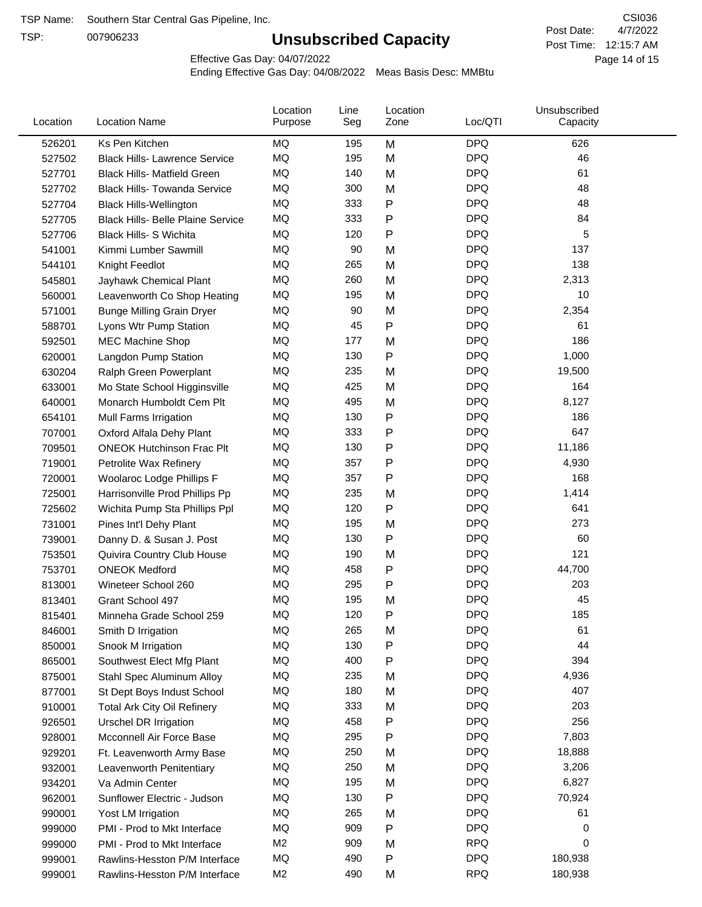TSP Name: Southern Star Central Gas Pipeline, Inc.

TSP: 007906233

# Unsubscribed Capacity

CSI036

Post Date: 4/7/2022

Post Time: 12:15:7 AM

Effective Gas Day: 04/07/2022

Ending Effective Gas Day: 04/08/2022 Meas Basis Desc: MMBtu

| Location | Location Name | Location Purpose | Line Seg | Location Zone | Loc/QTI | Unsubscribed Capacity |
|---|---|---|---|---|---|---|
| 526201 | Ks Pen Kitchen | MQ | 195 | M | DPQ | 626 |
| 527502 | Black Hills- Lawrence Service | MQ | 195 | M | DPQ | 46 |
| 527701 | Black Hills- Matfield Green | MQ | 140 | M | DPQ | 61 |
| 527702 | Black Hills- Towanda Service | MQ | 300 | M | DPQ | 48 |
| 527704 | Black Hills-Wellington | MQ | 333 | P | DPQ | 48 |
| 527705 | Black Hills- Belle Plaine Service | MQ | 333 | P | DPQ | 84 |
| 527706 | Black Hills- S Wichita | MQ | 120 | P | DPQ | 5 |
| 541001 | Kimmi Lumber Sawmill | MQ | 90 | M | DPQ | 137 |
| 544101 | Knight Feedlot | MQ | 265 | M | DPQ | 138 |
| 545801 | Jayhawk Chemical Plant | MQ | 260 | M | DPQ | 2,313 |
| 560001 | Leavenworth Co Shop Heating | MQ | 195 | M | DPQ | 10 |
| 571001 | Bunge Milling Grain Dryer | MQ | 90 | M | DPQ | 2,354 |
| 588701 | Lyons Wtr Pump Station | MQ | 45 | P | DPQ | 61 |
| 592501 | MEC Machine Shop | MQ | 177 | M | DPQ | 186 |
| 620001 | Langdon Pump Station | MQ | 130 | P | DPQ | 1,000 |
| 630204 | Ralph Green Powerplant | MQ | 235 | M | DPQ | 19,500 |
| 633001 | Mo State School Higginsville | MQ | 425 | M | DPQ | 164 |
| 640001 | Monarch Humboldt Cem Plt | MQ | 495 | M | DPQ | 8,127 |
| 654101 | Mull Farms Irrigation | MQ | 130 | P | DPQ | 186 |
| 707001 | Oxford Alfala Dehy Plant | MQ | 333 | P | DPQ | 647 |
| 709501 | ONEOK Hutchinson Frac Plt | MQ | 130 | P | DPQ | 11,186 |
| 719001 | Petrolite Wax Refinery | MQ | 357 | P | DPQ | 4,930 |
| 720001 | Woolaroc Lodge Phillips F | MQ | 357 | P | DPQ | 168 |
| 725001 | Harrisonville Prod Phillips Pp | MQ | 235 | M | DPQ | 1,414 |
| 725602 | Wichita Pump Sta Phillips Ppl | MQ | 120 | P | DPQ | 641 |
| 731001 | Pines Int'l Dehy Plant | MQ | 195 | M | DPQ | 273 |
| 739001 | Danny D. & Susan J. Post | MQ | 130 | P | DPQ | 60 |
| 753501 | Quivira Country Club House | MQ | 190 | M | DPQ | 121 |
| 753701 | ONEOK Medford | MQ | 458 | P | DPQ | 44,700 |
| 813001 | Wineteer School 260 | MQ | 295 | P | DPQ | 203 |
| 813401 | Grant School 497 | MQ | 195 | M | DPQ | 45 |
| 815401 | Minneha Grade School 259 | MQ | 120 | P | DPQ | 185 |
| 846001 | Smith D Irrigation | MQ | 265 | M | DPQ | 61 |
| 850001 | Snook M Irrigation | MQ | 130 | P | DPQ | 44 |
| 865001 | Southwest Elect Mfg Plant | MQ | 400 | P | DPQ | 394 |
| 875001 | Stahl Spec Aluminum Alloy | MQ | 235 | M | DPQ | 4,936 |
| 877001 | St Dept Boys Indust School | MQ | 180 | M | DPQ | 407 |
| 910001 | Total Ark City Oil Refinery | MQ | 333 | M | DPQ | 203 |
| 926501 | Urschel DR Irrigation | MQ | 458 | P | DPQ | 256 |
| 928001 | Mcconnell Air Force Base | MQ | 295 | P | DPQ | 7,803 |
| 929201 | Ft. Leavenworth Army Base | MQ | 250 | M | DPQ | 18,888 |
| 932001 | Leavenworth Penitentiary | MQ | 250 | M | DPQ | 3,206 |
| 934201 | Va Admin Center | MQ | 195 | M | DPQ | 6,827 |
| 962001 | Sunflower Electric - Judson | MQ | 130 | P | DPQ | 70,924 |
| 990001 | Yost LM Irrigation | MQ | 265 | M | DPQ | 61 |
| 999000 | PMI - Prod to Mkt Interface | MQ | 909 | P | DPQ | 0 |
| 999000 | PMI - Prod to Mkt Interface | M2 | 909 | M | RPQ | 0 |
| 999001 | Rawlins-Hesston P/M Interface | MQ | 490 | P | DPQ | 180,938 |
| 999001 | Rawlins-Hesston P/M Interface | M2 | 490 | M | RPQ | 180,938 |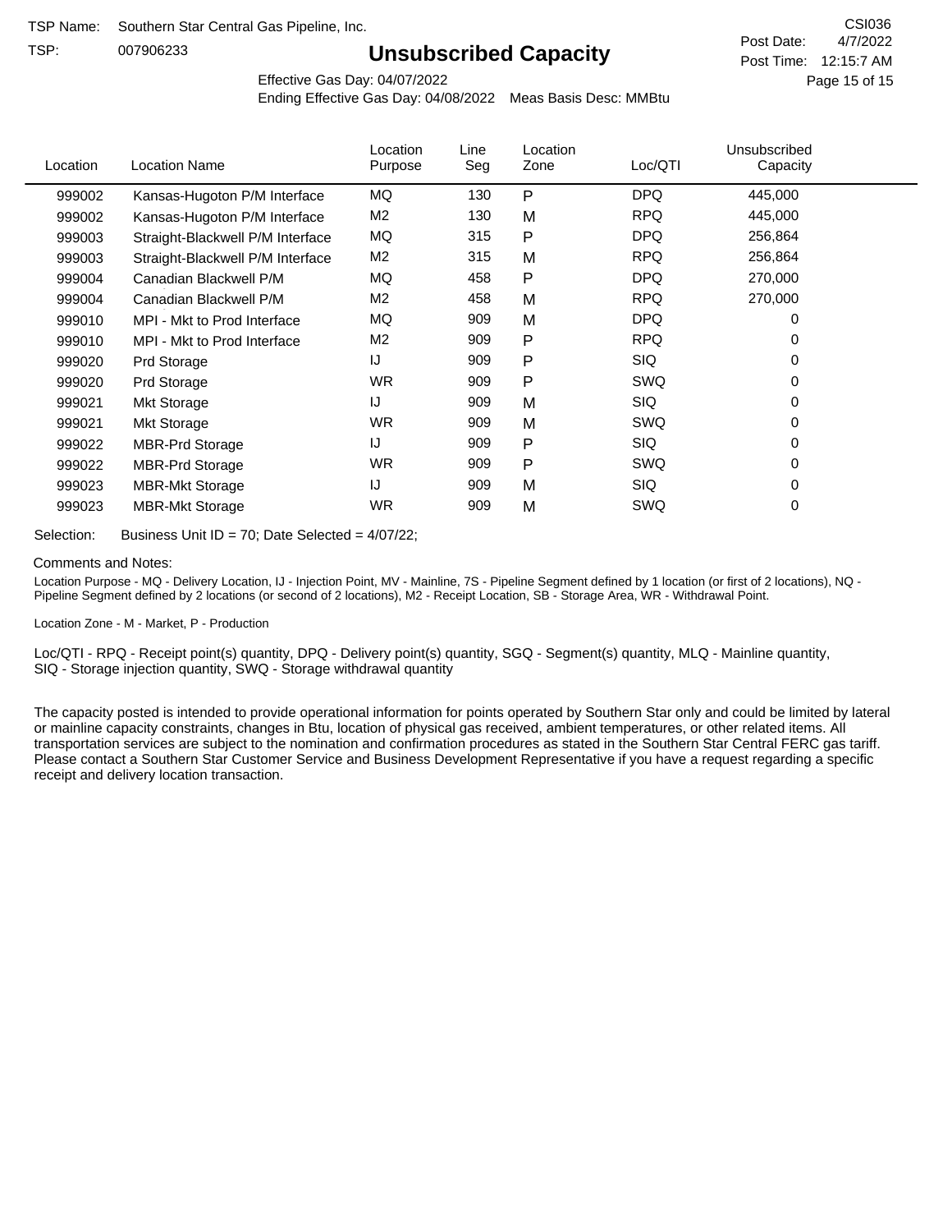TSP Name: Southern Star Central Gas Pipeline, Inc.

TSP: 007906233

# Unsubscribed Capacity

CSI036

Post Date: 4/7/2022

Post Time: 12:15:7 AM

Effective Gas Day: 04/07/2022

Ending Effective Gas Day: 04/08/2022 Meas Basis Desc: MMBtu

| Location | Location Name | Location Purpose | Line Seg | Location Zone | Loc/QTI | Unsubscribed Capacity |
|---|---|---|---|---|---|---|
| 999002 | Kansas-Hugoton P/M Interface | MQ | 130 | P | DPQ | 445,000 |
| 999002 | Kansas-Hugoton P/M Interface | M2 | 130 | M | RPQ | 445,000 |
| 999003 | Straight-Blackwell P/M Interface | MQ | 315 | P | DPQ | 256,864 |
| 999003 | Straight-Blackwell P/M Interface | M2 | 315 | M | RPQ | 256,864 |
| 999004 | Canadian Blackwell P/M | MQ | 458 | P | DPQ | 270,000 |
| 999004 | Canadian Blackwell P/M | M2 | 458 | M | RPQ | 270,000 |
| 999010 | MPI - Mkt to Prod Interface | MQ | 909 | M | DPQ | 0 |
| 999010 | MPI - Mkt to Prod Interface | M2 | 909 | P | RPQ | 0 |
| 999020 | Prd Storage | IJ | 909 | P | SIQ | 0 |
| 999020 | Prd Storage | WR | 909 | P | SWQ | 0 |
| 999021 | Mkt Storage | IJ | 909 | M | SIQ | 0 |
| 999021 | Mkt Storage | WR | 909 | M | SWQ | 0 |
| 999022 | MBR-Prd Storage | IJ | 909 | P | SIQ | 0 |
| 999022 | MBR-Prd Storage | WR | 909 | P | SWQ | 0 |
| 999023 | MBR-Mkt Storage | IJ | 909 | M | SIQ | 0 |
| 999023 | MBR-Mkt Storage | WR | 909 | M | SWQ | 0 |

Selection: Business Unit ID = 70; Date Selected = 4/07/22;

Comments and Notes:

Location Purpose - MQ - Delivery Location, IJ - Injection Point, MV - Mainline, 7S - Pipeline Segment defined by 1 location (or first of 2 locations), NQ - Pipeline Segment defined by 2 locations (or second of 2 locations), M2 - Receipt Location, SB - Storage Area, WR - Withdrawal Point.

Location Zone - M - Market, P - Production

Loc/QTI - RPQ - Receipt point(s) quantity, DPQ - Delivery point(s) quantity, SGQ - Segment(s) quantity, MLQ - Mainline quantity, SIQ - Storage injection quantity, SWQ - Storage withdrawal quantity

The capacity posted is intended to provide operational information for points operated by Southern Star only and could be limited by lateral or mainline capacity constraints, changes in Btu, location of physical gas received, ambient temperatures, or other related items. All transportation services are subject to the nomination and confirmation procedures as stated in the Southern Star Central FERC gas tariff. Please contact a Southern Star Customer Service and Business Development Representative if you have a request regarding a specific receipt and delivery location transaction.